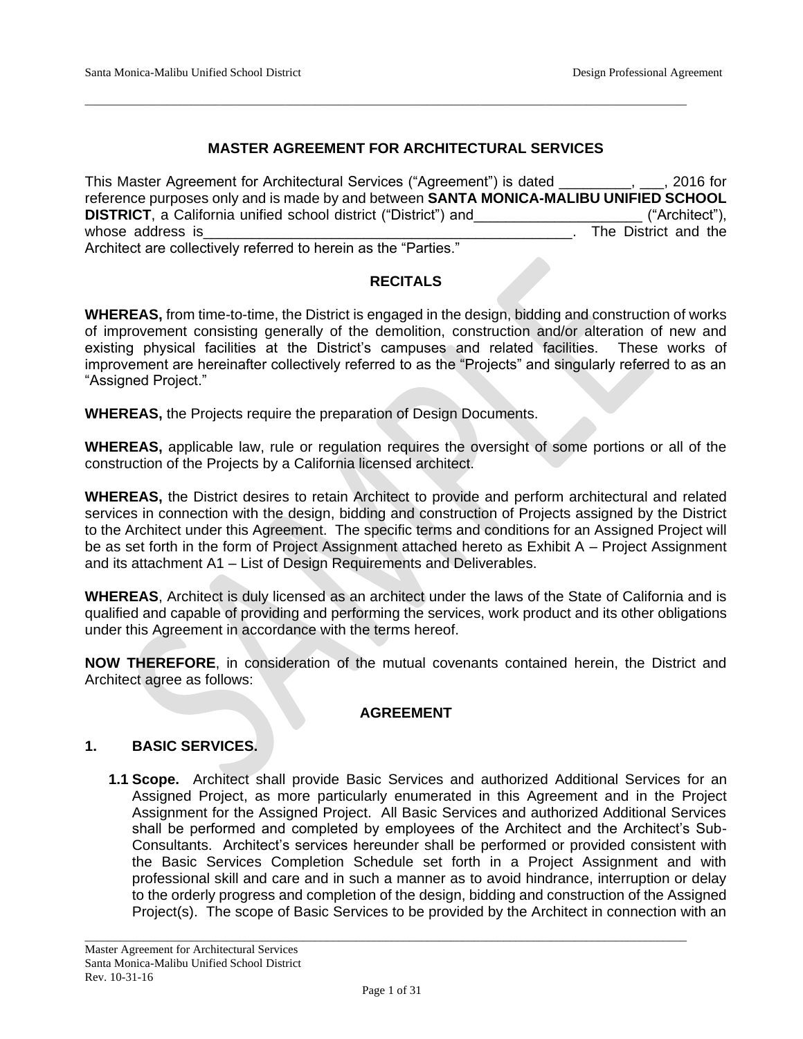# MASTER AGREEMENT FOR ARCHITECTURAL SERVICES

This Master Agreement for Architectural Services ("Agreement") is dated _________, ___, 2016 for reference purposes only and is made by and between **SANTA MONICA-MALIBU UNIFIED SCHOOL DISTRICT**, a California unified school district ("District") and_____________________ ("Architect"), whose address is_______________________________________________. The District and the Architect are collectively referred to herein as the "Parties."

## RECITALS

**WHEREAS,** from time-to-time, the District is engaged in the design, bidding and construction of works of improvement consisting generally of the demolition, construction and/or alteration of new and existing physical facilities at the District's campuses and related facilities. These works of improvement are hereinafter collectively referred to as the "Projects" and singularly referred to as an "Assigned Project."

**WHEREAS,** the Projects require the preparation of Design Documents.

**WHEREAS,** applicable law, rule or regulation requires the oversight of some portions or all of the construction of the Projects by a California licensed architect.

**WHEREAS,** the District desires to retain Architect to provide and perform architectural and related services in connection with the design, bidding and construction of Projects assigned by the District to the Architect under this Agreement. The specific terms and conditions for an Assigned Project will be as set forth in the form of Project Assignment attached hereto as Exhibit A – Project Assignment and its attachment A1 – List of Design Requirements and Deliverables.

**WHEREAS**, Architect is duly licensed as an architect under the laws of the State of California and is qualified and capable of providing and performing the services, work product and its other obligations under this Agreement in accordance with the terms hereof.

**NOW THEREFORE**, in consideration of the mutual covenants contained herein, the District and Architect agree as follows:

## AGREEMENT

### 1. BASIC SERVICES.

**1.1 Scope.** Architect shall provide Basic Services and authorized Additional Services for an Assigned Project, as more particularly enumerated in this Agreement and in the Project Assignment for the Assigned Project. All Basic Services and authorized Additional Services shall be performed and completed by employees of the Architect and the Architect's Sub-Consultants. Architect's services hereunder shall be performed or provided consistent with the Basic Services Completion Schedule set forth in a Project Assignment and with professional skill and care and in such a manner as to avoid hindrance, interruption or delay to the orderly progress and completion of the design, bidding and construction of the Assigned Project(s). The scope of Basic Services to be provided by the Architect in connection with an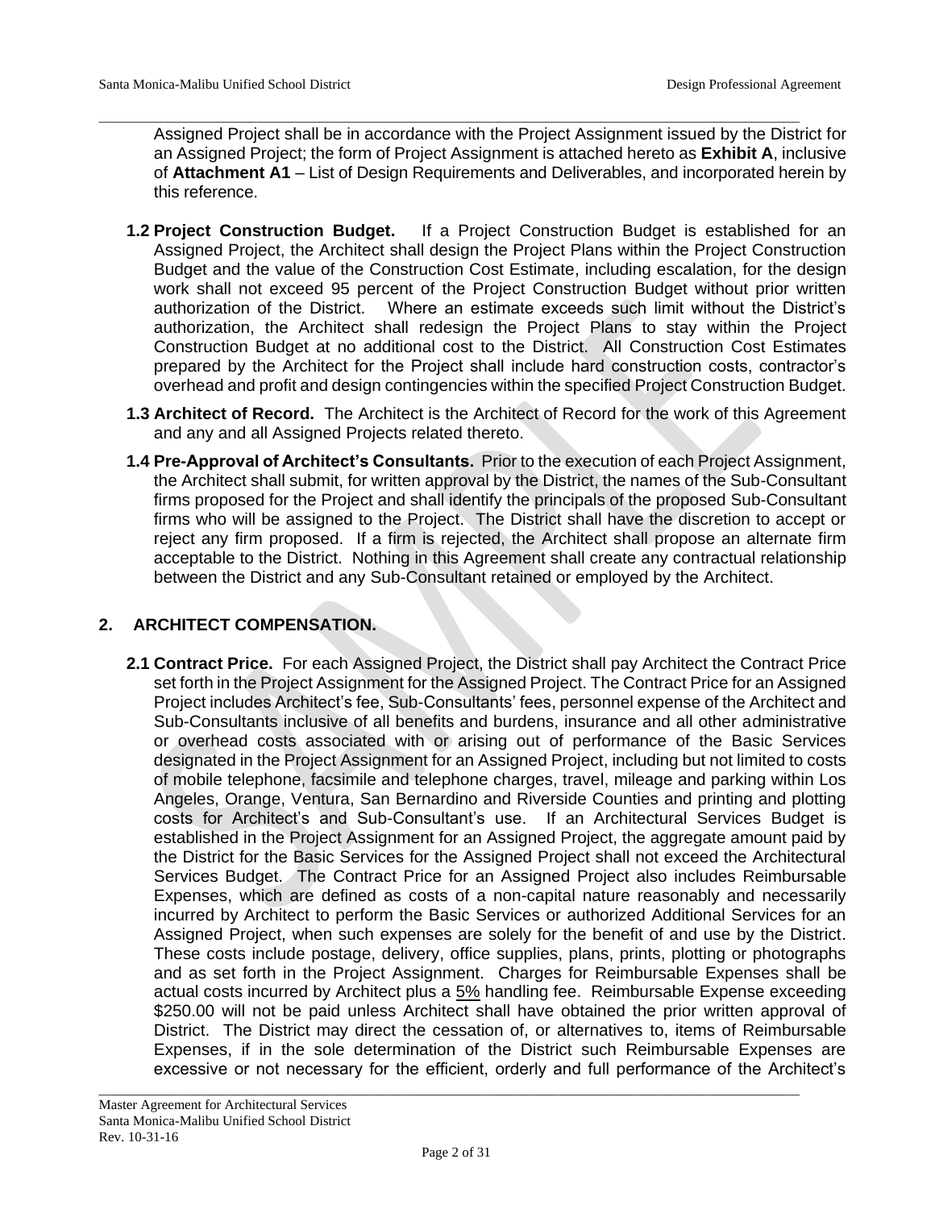Assigned Project shall be in accordance with the Project Assignment issued by the District for an Assigned Project; the form of Project Assignment is attached hereto as **Exhibit A**, inclusive of **Attachment A1** – List of Design Requirements and Deliverables, and incorporated herein by this reference.

**1.2 Project Construction Budget.** If a Project Construction Budget is established for an Assigned Project, the Architect shall design the Project Plans within the Project Construction Budget and the value of the Construction Cost Estimate, including escalation, for the design work shall not exceed 95 percent of the Project Construction Budget without prior written authorization of the District. Where an estimate exceeds such limit without the District's authorization, the Architect shall redesign the Project Plans to stay within the Project Construction Budget at no additional cost to the District. All Construction Cost Estimates prepared by the Architect for the Project shall include hard construction costs, contractor's overhead and profit and design contingencies within the specified Project Construction Budget.

**1.3 Architect of Record.** The Architect is the Architect of Record for the work of this Agreement and any and all Assigned Projects related thereto.

**1.4 Pre-Approval of Architect's Consultants.** Prior to the execution of each Project Assignment, the Architect shall submit, for written approval by the District, the names of the Sub-Consultant firms proposed for the Project and shall identify the principals of the proposed Sub-Consultant firms who will be assigned to the Project. The District shall have the discretion to accept or reject any firm proposed. If a firm is rejected, the Architect shall propose an alternate firm acceptable to the District. Nothing in this Agreement shall create any contractual relationship between the District and any Sub-Consultant retained or employed by the Architect.

## 2. ARCHITECT COMPENSATION.

**2.1 Contract Price.** For each Assigned Project, the District shall pay Architect the Contract Price set forth in the Project Assignment for the Assigned Project. The Contract Price for an Assigned Project includes Architect's fee, Sub-Consultants' fees, personnel expense of the Architect and Sub-Consultants inclusive of all benefits and burdens, insurance and all other administrative or overhead costs associated with or arising out of performance of the Basic Services designated in the Project Assignment for an Assigned Project, including but not limited to costs of mobile telephone, facsimile and telephone charges, travel, mileage and parking within Los Angeles, Orange, Ventura, San Bernardino and Riverside Counties and printing and plotting costs for Architect's and Sub-Consultant's use. If an Architectural Services Budget is established in the Project Assignment for an Assigned Project, the aggregate amount paid by the District for the Basic Services for the Assigned Project shall not exceed the Architectural Services Budget. The Contract Price for an Assigned Project also includes Reimbursable Expenses, which are defined as costs of a non-capital nature reasonably and necessarily incurred by Architect to perform the Basic Services or authorized Additional Services for an Assigned Project, when such expenses are solely for the benefit of and use by the District. These costs include postage, delivery, office supplies, plans, prints, plotting or photographs and as set forth in the Project Assignment. Charges for Reimbursable Expenses shall be actual costs incurred by Architect plus a <u>5%</u> handling fee. Reimbursable Expense exceeding $250.00 will not be paid unless Architect shall have obtained the prior written approval of District. The District may direct the cessation of, or alternatives to, items of Reimbursable Expenses, if in the sole determination of the District such Reimbursable Expenses are excessive or not necessary for the efficient, orderly and full performance of the Architect's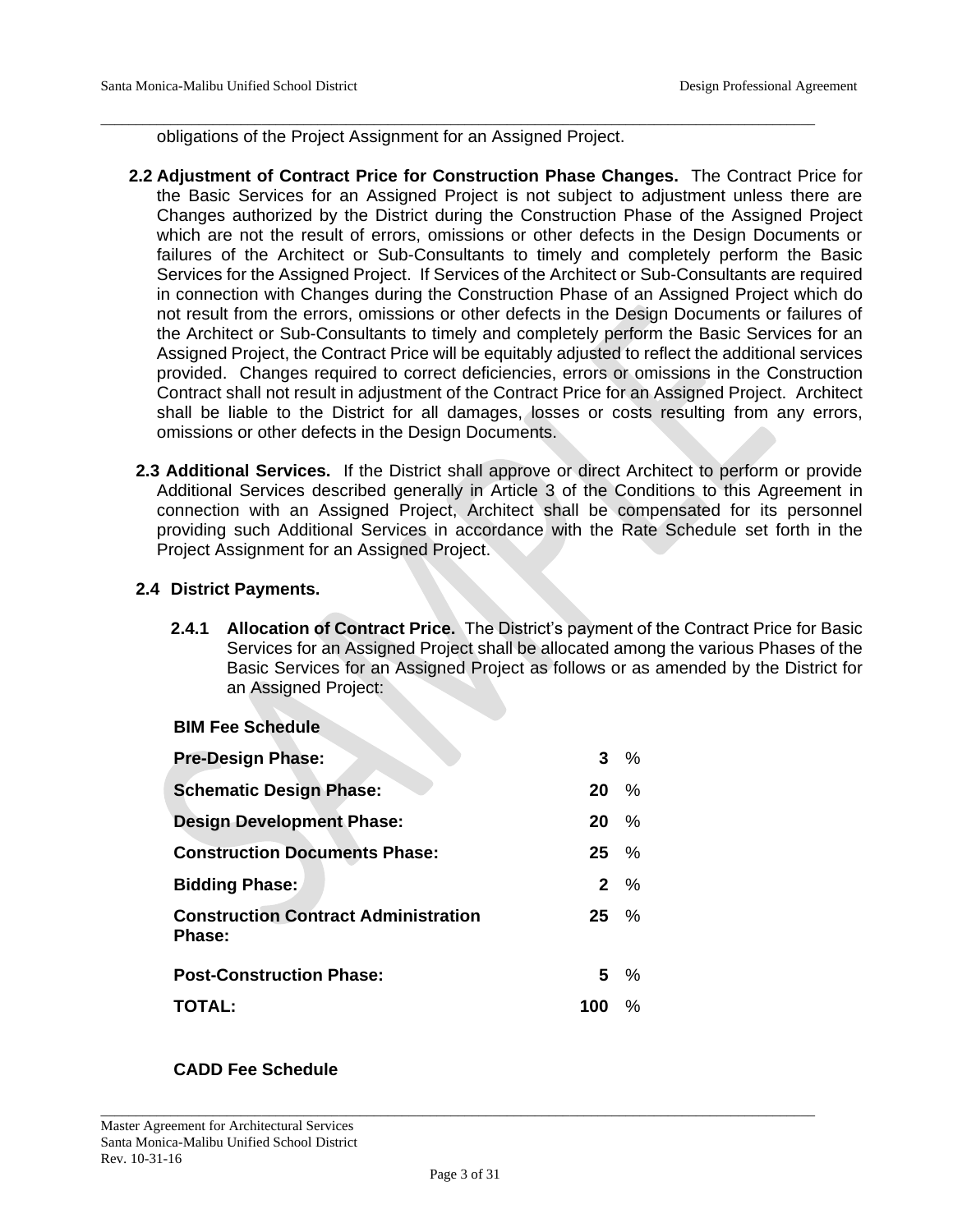obligations of the Project Assignment for an Assigned Project.

**2.2 Adjustment of Contract Price for Construction Phase Changes.** The Contract Price for the Basic Services for an Assigned Project is not subject to adjustment unless there are Changes authorized by the District during the Construction Phase of the Assigned Project which are not the result of errors, omissions or other defects in the Design Documents or failures of the Architect or Sub-Consultants to timely and completely perform the Basic Services for the Assigned Project. If Services of the Architect or Sub-Consultants are required in connection with Changes during the Construction Phase of an Assigned Project which do not result from the errors, omissions or other defects in the Design Documents or failures of the Architect or Sub-Consultants to timely and completely perform the Basic Services for an Assigned Project, the Contract Price will be equitably adjusted to reflect the additional services provided. Changes required to correct deficiencies, errors or omissions in the Construction Contract shall not result in adjustment of the Contract Price for an Assigned Project. Architect shall be liable to the District for all damages, losses or costs resulting from any errors, omissions or other defects in the Design Documents.

**2.3 Additional Services.** If the District shall approve or direct Architect to perform or provide Additional Services described generally in Article 3 of the Conditions to this Agreement in connection with an Assigned Project, Architect shall be compensated for its personnel providing such Additional Services in accordance with the Rate Schedule set forth in the Project Assignment for an Assigned Project.

**2.4 District Payments.**

**2.4.1 Allocation of Contract Price.** The District's payment of the Contract Price for Basic Services for an Assigned Project shall be allocated among the various Phases of the Basic Services for an Assigned Project as follows or as amended by the District for an Assigned Project:

**BIM Fee Schedule**

| | | |
|---|---|---|
| **Pre-Design Phase:** | **3** | % |
| **Schematic Design Phase:** | **20** | % |
| **Design Development Phase:** | **20** | % |
| **Construction Documents Phase:** | **25** | % |
| **Bidding Phase:** | **2** | % |
| **Construction Contract Administration Phase:** | **25** | % |
| **Post-Construction Phase:** | **5** | % |
| **TOTAL:** | **100** | % |

**CADD Fee Schedule**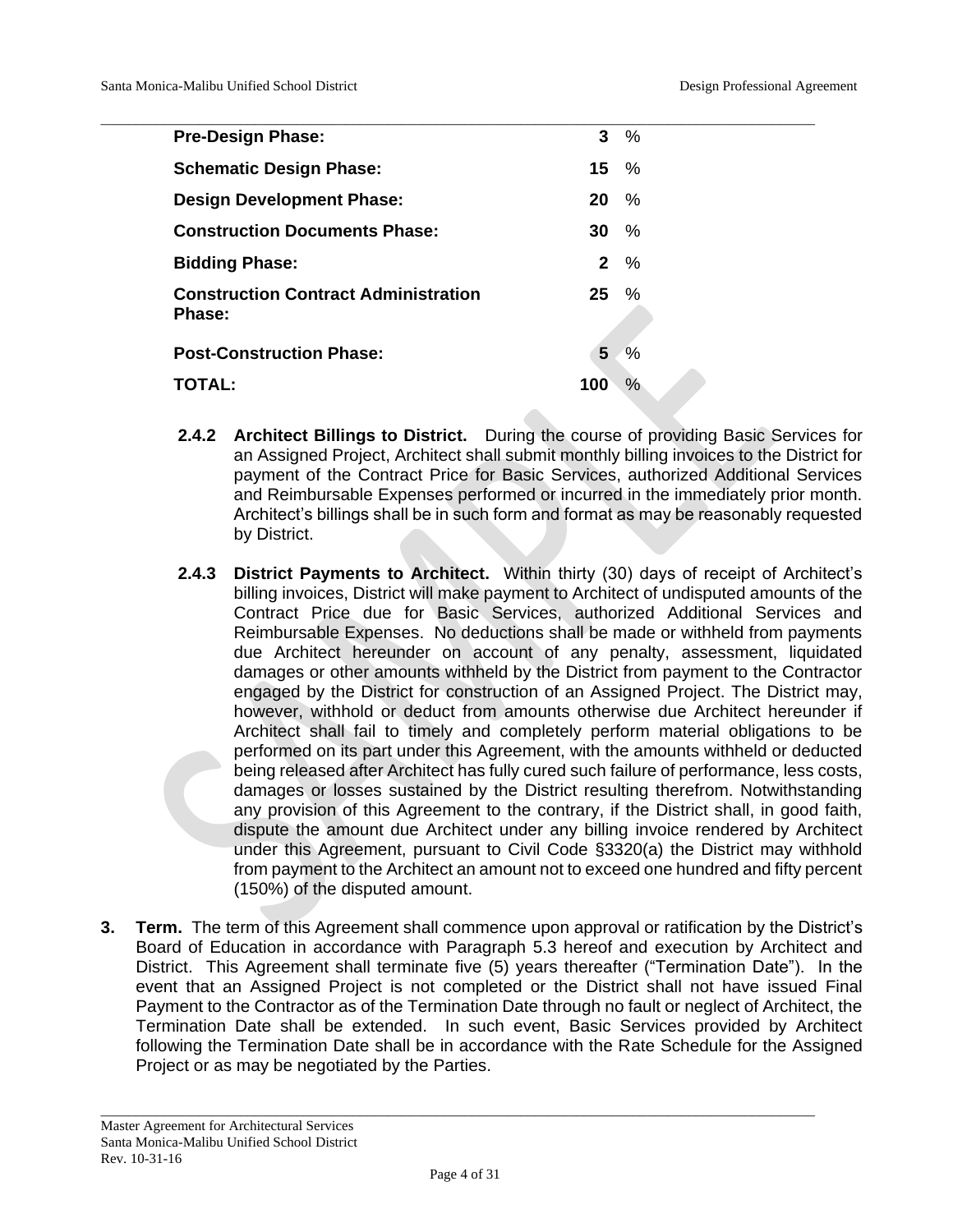| | |
|---|---|
| **Pre-Design Phase:** | **3** % |
| **Schematic Design Phase:** | **15** % |
| **Design Development Phase:** | **20** % |
| **Construction Documents Phase:** | **30** % |
| **Bidding Phase:** | **2** % |
| **Construction Contract Administration Phase:** | **25** % |
| **Post-Construction Phase:** | **5** % |
| **TOTAL:** | **100** % |

**2.4.2 Architect Billings to District.** During the course of providing Basic Services for an Assigned Project, Architect shall submit monthly billing invoices to the District for payment of the Contract Price for Basic Services, authorized Additional Services and Reimbursable Expenses performed or incurred in the immediately prior month. Architect's billings shall be in such form and format as may be reasonably requested by District.

**2.4.3 District Payments to Architect.** Within thirty (30) days of receipt of Architect's billing invoices, District will make payment to Architect of undisputed amounts of the Contract Price due for Basic Services, authorized Additional Services and Reimbursable Expenses. No deductions shall be made or withheld from payments due Architect hereunder on account of any penalty, assessment, liquidated damages or other amounts withheld by the District from payment to the Contractor engaged by the District for construction of an Assigned Project. The District may, however, withhold or deduct from amounts otherwise due Architect hereunder if Architect shall fail to timely and completely perform material obligations to be performed on its part under this Agreement, with the amounts withheld or deducted being released after Architect has fully cured such failure of performance, less costs, damages or losses sustained by the District resulting therefrom. Notwithstanding any provision of this Agreement to the contrary, if the District shall, in good faith, dispute the amount due Architect under any billing invoice rendered by Architect under this Agreement, pursuant to Civil Code §3320(a) the District may withhold from payment to the Architect an amount not to exceed one hundred and fifty percent (150%) of the disputed amount.

**3. Term.** The term of this Agreement shall commence upon approval or ratification by the District's Board of Education in accordance with Paragraph 5.3 hereof and execution by Architect and District. This Agreement shall terminate five (5) years thereafter ("Termination Date"). In the event that an Assigned Project is not completed or the District shall not have issued Final Payment to the Contractor as of the Termination Date through no fault or neglect of Architect, the Termination Date shall be extended. In such event, Basic Services provided by Architect following the Termination Date shall be in accordance with the Rate Schedule for the Assigned Project or as may be negotiated by the Parties.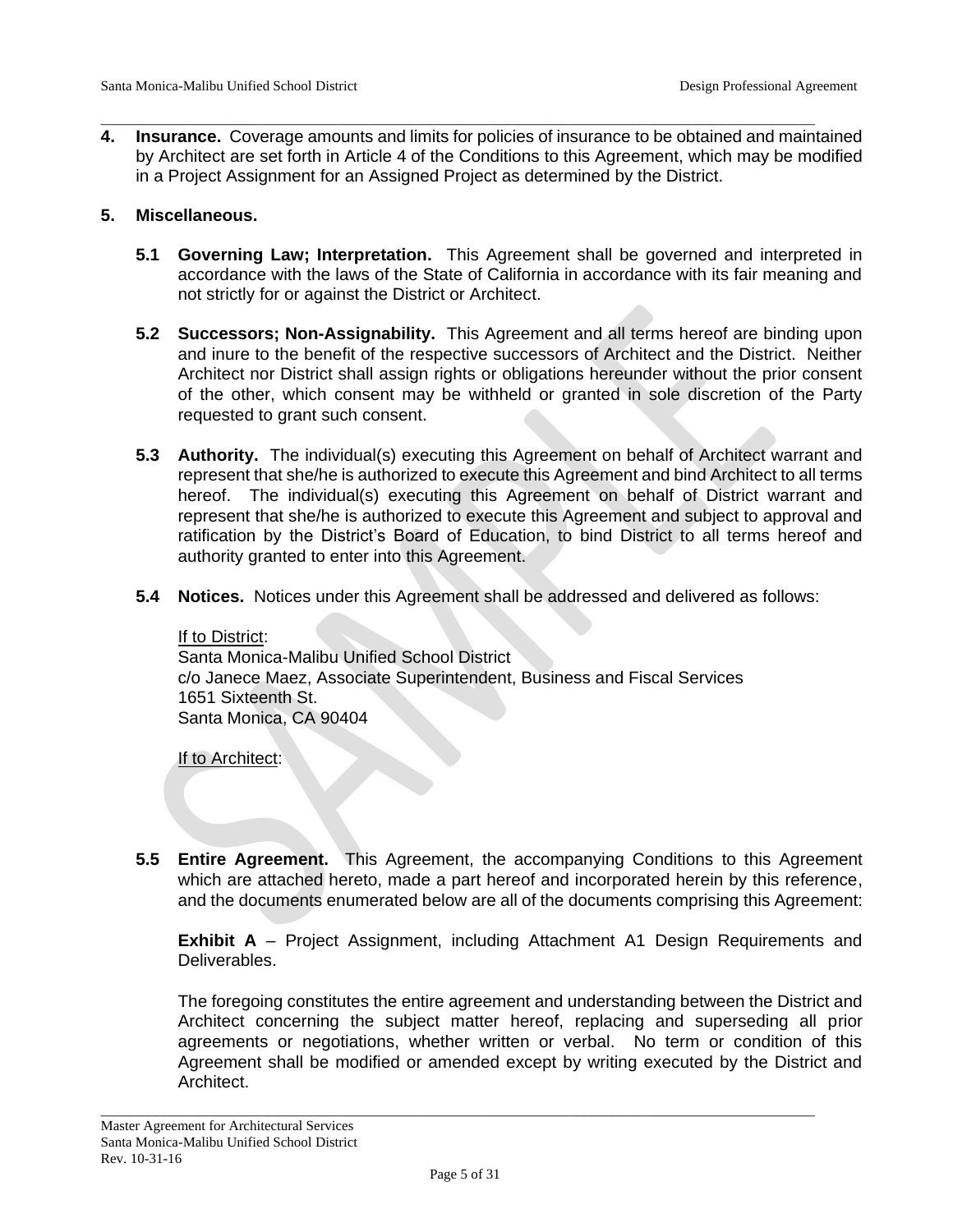**4. Insurance.** Coverage amounts and limits for policies of insurance to be obtained and maintained by Architect are set forth in Article 4 of the Conditions to this Agreement, which may be modified in a Project Assignment for an Assigned Project as determined by the District.

**5. Miscellaneous.**

**5.1 Governing Law; Interpretation.** This Agreement shall be governed and interpreted in accordance with the laws of the State of California in accordance with its fair meaning and not strictly for or against the District or Architect.

**5.2 Successors; Non-Assignability.** This Agreement and all terms hereof are binding upon and inure to the benefit of the respective successors of Architect and the District. Neither Architect nor District shall assign rights or obligations hereunder without the prior consent of the other, which consent may be withheld or granted in sole discretion of the Party requested to grant such consent.

**5.3 Authority.** The individual(s) executing this Agreement on behalf of Architect warrant and represent that she/he is authorized to execute this Agreement and bind Architect to all terms hereof. The individual(s) executing this Agreement on behalf of District warrant and represent that she/he is authorized to execute this Agreement and subject to approval and ratification by the District's Board of Education, to bind District to all terms hereof and authority granted to enter into this Agreement.

**5.4 Notices.** Notices under this Agreement shall be addressed and delivered as follows:

If to District:
Santa Monica-Malibu Unified School District
c/o Janece Maez, Associate Superintendent, Business and Fiscal Services
1651 Sixteenth St.
Santa Monica, CA 90404

If to Architect:

**5.5 Entire Agreement.** This Agreement, the accompanying Conditions to this Agreement which are attached hereto, made a part hereof and incorporated herein by this reference, and the documents enumerated below are all of the documents comprising this Agreement:

**Exhibit A** – Project Assignment, including Attachment A1 Design Requirements and Deliverables.

The foregoing constitutes the entire agreement and understanding between the District and Architect concerning the subject matter hereof, replacing and superseding all prior agreements or negotiations, whether written or verbal. No term or condition of this Agreement shall be modified or amended except by writing executed by the District and Architect.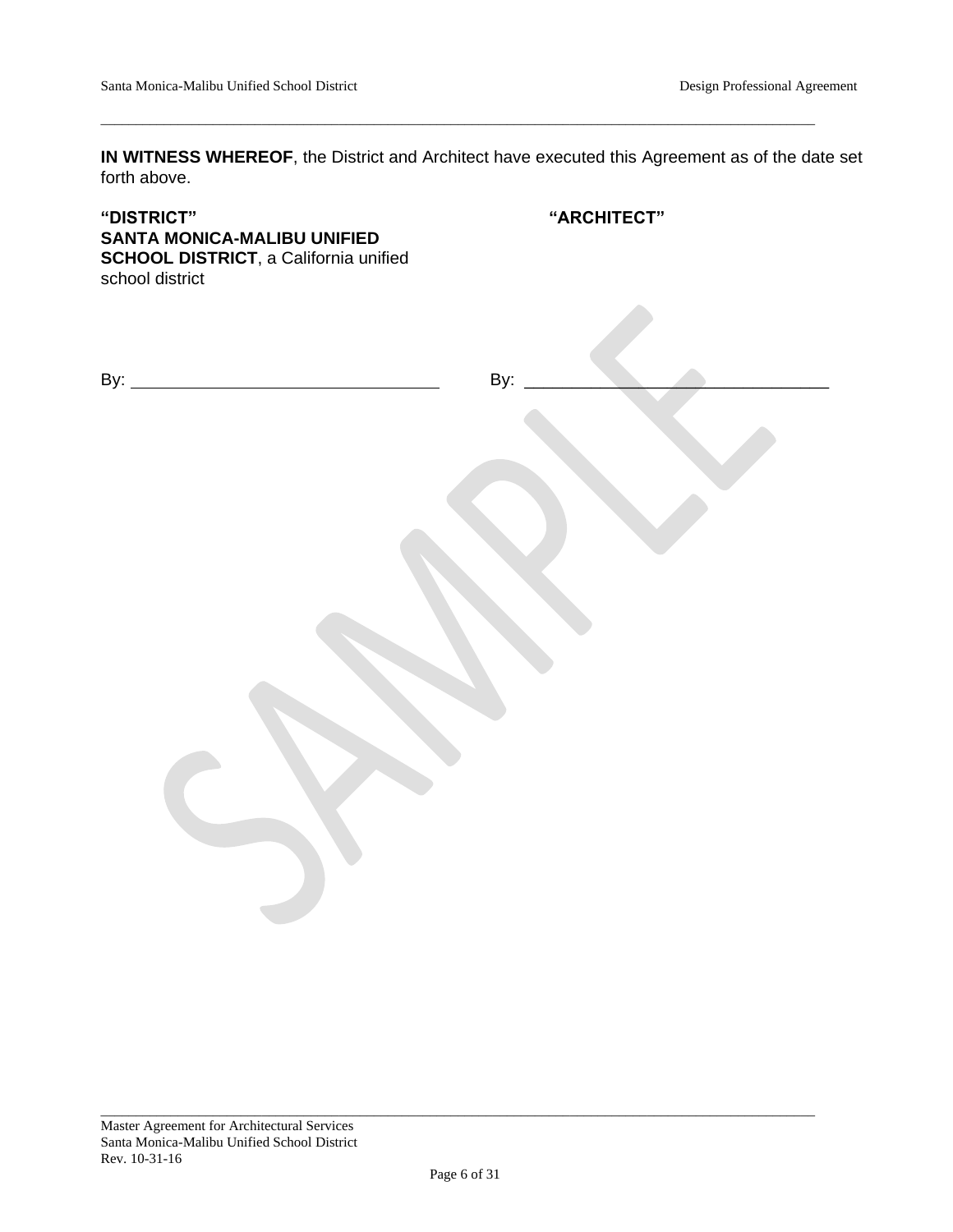**IN WITNESS WHEREOF**, the District and Architect have executed this Agreement as of the date set forth above.

| **"DISTRICT"** | **"ARCHITECT"** |
| --- | --- |
| **SANTA MONICA-MALIBU UNIFIED SCHOOL DISTRICT**, a California unified school district | |
| By: ________________________________ | By: ________________________________ |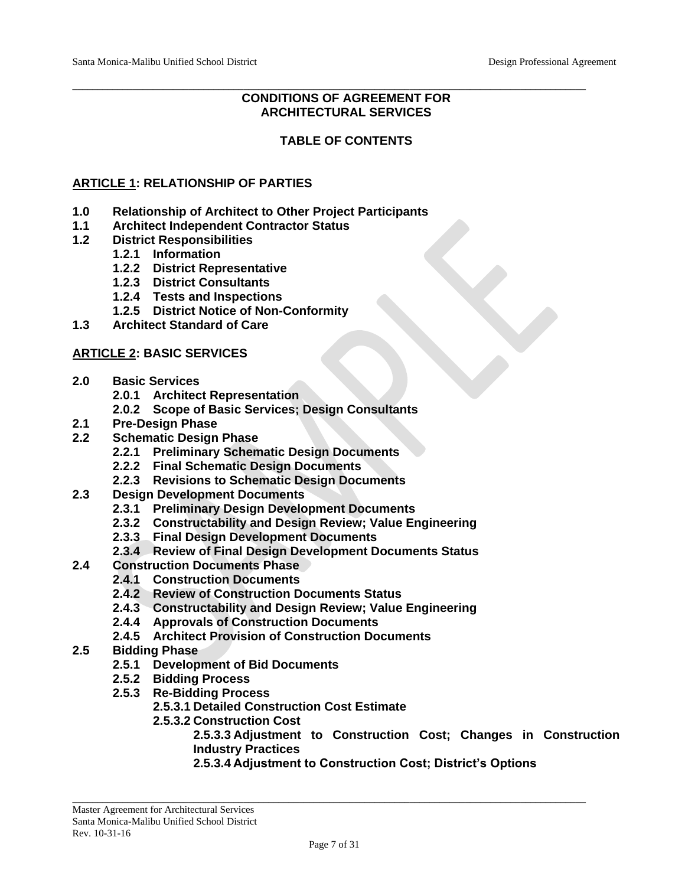# CONDITIONS OF AGREEMENT FOR ARCHITECTURAL SERVICES

## TABLE OF CONTENTS

**ARTICLE 1: RELATIONSHIP OF PARTIES**

- **1.0 Relationship of Architect to Other Project Participants**
- **1.1 Architect Independent Contractor Status**
- **1.2 District Responsibilities**
  - **1.2.1 Information**
  - **1.2.2 District Representative**
  - **1.2.3 District Consultants**
  - **1.2.4 Tests and Inspections**
  - **1.2.5 District Notice of Non-Conformity**
- **1.3 Architect Standard of Care**

**ARTICLE 2: BASIC SERVICES**

- **2.0 Basic Services**
  - **2.0.1 Architect Representation**
  - **2.0.2 Scope of Basic Services; Design Consultants**
- **2.1 Pre-Design Phase**
- **2.2 Schematic Design Phase**
  - **2.2.1 Preliminary Schematic Design Documents**
  - **2.2.2 Final Schematic Design Documents**
  - **2.2.3 Revisions to Schematic Design Documents**
- **2.3 Design Development Documents**
  - **2.3.1 Preliminary Design Development Documents**
  - **2.3.2 Constructability and Design Review; Value Engineering**
  - **2.3.3 Final Design Development Documents**
  - **2.3.4 Review of Final Design Development Documents Status**
- **2.4 Construction Documents Phase**
  - **2.4.1 Construction Documents**
  - **2.4.2 Review of Construction Documents Status**
  - **2.4.3 Constructability and Design Review; Value Engineering**
  - **2.4.4 Approvals of Construction Documents**
  - **2.4.5 Architect Provision of Construction Documents**
- **2.5 Bidding Phase**
  - **2.5.1 Development of Bid Documents**
  - **2.5.2 Bidding Process**
  - **2.5.3 Re-Bidding Process**
    - **2.5.3.1 Detailed Construction Cost Estimate**
    - **2.5.3.2 Construction Cost**
      - **2.5.3.3 Adjustment to Construction Cost; Changes in Construction Industry Practices**
      - **2.5.3.4 Adjustment to Construction Cost; District's Options**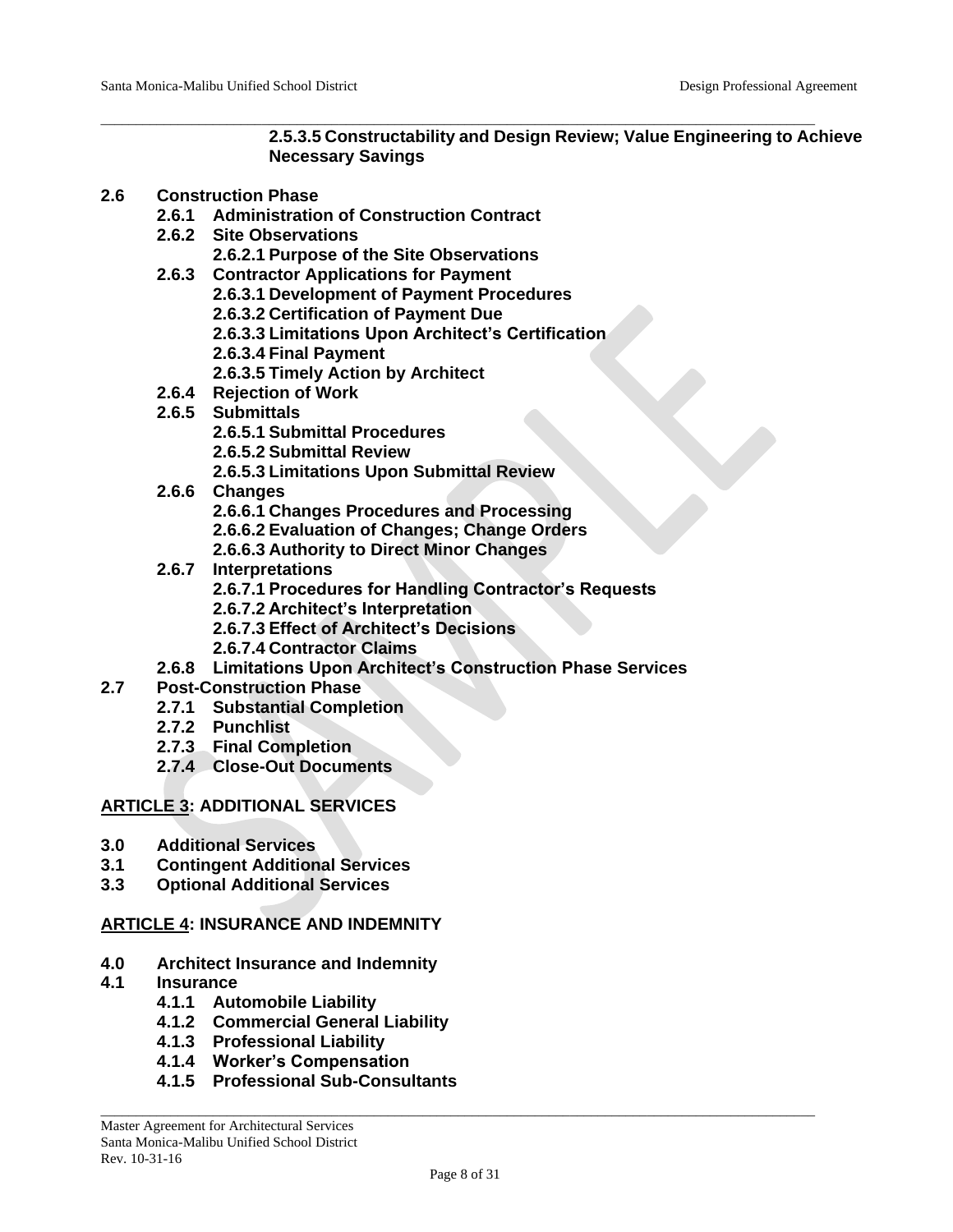**2.5.3.5 Constructability and Design Review; Value Engineering to Achieve Necessary Savings**

**2.6 Construction Phase**

- **2.6.1 Administration of Construction Contract**
- **2.6.2 Site Observations**
  - **2.6.2.1 Purpose of the Site Observations**
- **2.6.3 Contractor Applications for Payment**
  - **2.6.3.1 Development of Payment Procedures**
  - **2.6.3.2 Certification of Payment Due**
  - **2.6.3.3 Limitations Upon Architect's Certification**
  - **2.6.3.4 Final Payment**
  - **2.6.3.5 Timely Action by Architect**
- **2.6.4 Rejection of Work**
- **2.6.5 Submittals**
  - **2.6.5.1 Submittal Procedures**
  - **2.6.5.2 Submittal Review**
  - **2.6.5.3 Limitations Upon Submittal Review**
- **2.6.6 Changes**
  - **2.6.6.1 Changes Procedures and Processing**
  - **2.6.6.2 Evaluation of Changes; Change Orders**
  - **2.6.6.3 Authority to Direct Minor Changes**
- **2.6.7 Interpretations**
  - **2.6.7.1 Procedures for Handling Contractor's Requests**
  - **2.6.7.2 Architect's Interpretation**
  - **2.6.7.3 Effect of Architect's Decisions**
  - **2.6.7.4 Contractor Claims**
- **2.6.8 Limitations Upon Architect's Construction Phase Services**

**2.7 Post-Construction Phase**

- **2.7.1 Substantial Completion**
- **2.7.2 Punchlist**
- **2.7.3 Final Completion**
- **2.7.4 Close-Out Documents**

## <u>ARTICLE 3</u>: ADDITIONAL SERVICES

**3.0 Additional Services**

**3.1 Contingent Additional Services**

**3.3 Optional Additional Services**

## <u>ARTICLE 4</u>: INSURANCE AND INDEMNITY

**4.0 Architect Insurance and Indemnity**

**4.1 Insurance**

- **4.1.1 Automobile Liability**
- **4.1.2 Commercial General Liability**
- **4.1.3 Professional Liability**
- **4.1.4 Worker's Compensation**
- **4.1.5 Professional Sub-Consultants**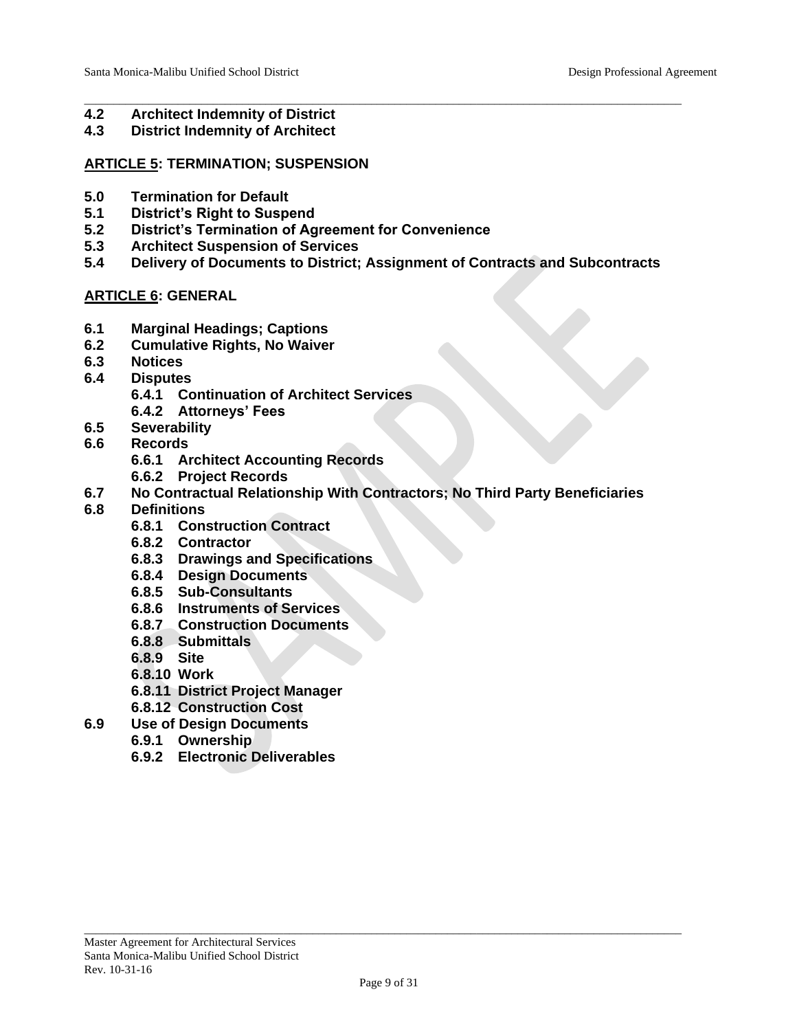**4.2 Architect Indemnity of District**
**4.3 District Indemnity of Architect**

**ARTICLE 5: TERMINATION; SUSPENSION**

**5.0 Termination for Default**
**5.1 District's Right to Suspend**
**5.2 District's Termination of Agreement for Convenience**
**5.3 Architect Suspension of Services**
**5.4 Delivery of Documents to District; Assignment of Contracts and Subcontracts**

**ARTICLE 6: GENERAL**

**6.1 Marginal Headings; Captions**
**6.2 Cumulative Rights, No Waiver**
**6.3 Notices**
**6.4 Disputes**
- **6.4.1 Continuation of Architect Services**
- **6.4.2 Attorneys' Fees**

**6.5 Severability**
**6.6 Records**
- **6.6.1 Architect Accounting Records**
- **6.6.2 Project Records**

**6.7 No Contractual Relationship With Contractors; No Third Party Beneficiaries**
**6.8 Definitions**
- **6.8.1 Construction Contract**
- **6.8.2 Contractor**
- **6.8.3 Drawings and Specifications**
- **6.8.4 Design Documents**
- **6.8.5 Sub-Consultants**
- **6.8.6 Instruments of Services**
- **6.8.7 Construction Documents**
- **6.8.8 Submittals**
- **6.8.9 Site**
- **6.8.10 Work**
- **6.8.11 District Project Manager**
- **6.8.12 Construction Cost**

**6.9 Use of Design Documents**
- **6.9.1 Ownership**
- **6.9.2 Electronic Deliverables**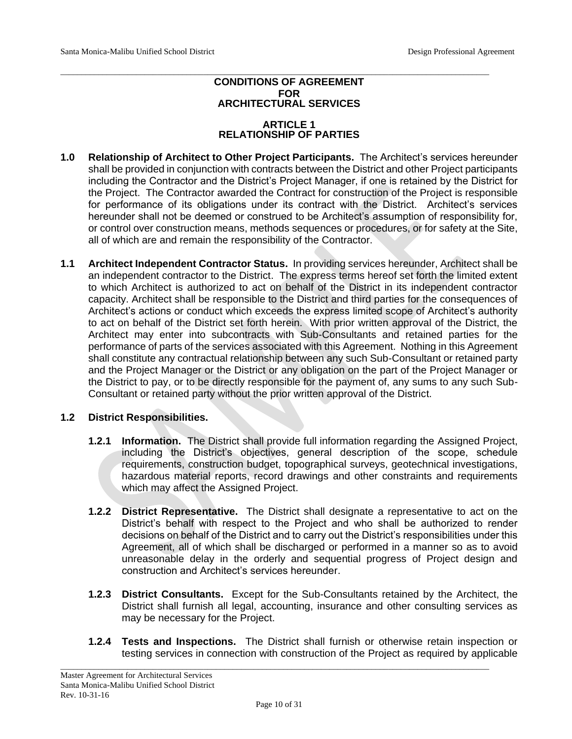# CONDITIONS OF AGREEMENT FOR ARCHITECTURAL SERVICES

## ARTICLE 1
## RELATIONSHIP OF PARTIES

**1.0 Relationship of Architect to Other Project Participants.** The Architect's services hereunder shall be provided in conjunction with contracts between the District and other Project participants including the Contractor and the District's Project Manager, if one is retained by the District for the Project. The Contractor awarded the Contract for construction of the Project is responsible for performance of its obligations under its contract with the District. Architect's services hereunder shall not be deemed or construed to be Architect's assumption of responsibility for, or control over construction means, methods sequences or procedures, or for safety at the Site, all of which are and remain the responsibility of the Contractor.

**1.1 Architect Independent Contractor Status.** In providing services hereunder, Architect shall be an independent contractor to the District. The express terms hereof set forth the limited extent to which Architect is authorized to act on behalf of the District in its independent contractor capacity. Architect shall be responsible to the District and third parties for the consequences of Architect's actions or conduct which exceeds the express limited scope of Architect's authority to act on behalf of the District set forth herein. With prior written approval of the District, the Architect may enter into subcontracts with Sub-Consultants and retained parties for the performance of parts of the services associated with this Agreement. Nothing in this Agreement shall constitute any contractual relationship between any such Sub-Consultant or retained party and the Project Manager or the District or any obligation on the part of the Project Manager or the District to pay, or to be directly responsible for the payment of, any sums to any such Sub-Consultant or retained party without the prior written approval of the District.

**1.2 District Responsibilities.**

**1.2.1 Information.** The District shall provide full information regarding the Assigned Project, including the District's objectives, general description of the scope, schedule requirements, construction budget, topographical surveys, geotechnical investigations, hazardous material reports, record drawings and other constraints and requirements which may affect the Assigned Project.

**1.2.2 District Representative.** The District shall designate a representative to act on the District's behalf with respect to the Project and who shall be authorized to render decisions on behalf of the District and to carry out the District's responsibilities under this Agreement, all of which shall be discharged or performed in a manner so as to avoid unreasonable delay in the orderly and sequential progress of Project design and construction and Architect's services hereunder.

**1.2.3 District Consultants.** Except for the Sub-Consultants retained by the Architect, the District shall furnish all legal, accounting, insurance and other consulting services as may be necessary for the Project.

**1.2.4 Tests and Inspections.** The District shall furnish or otherwise retain inspection or testing services in connection with construction of the Project as required by applicable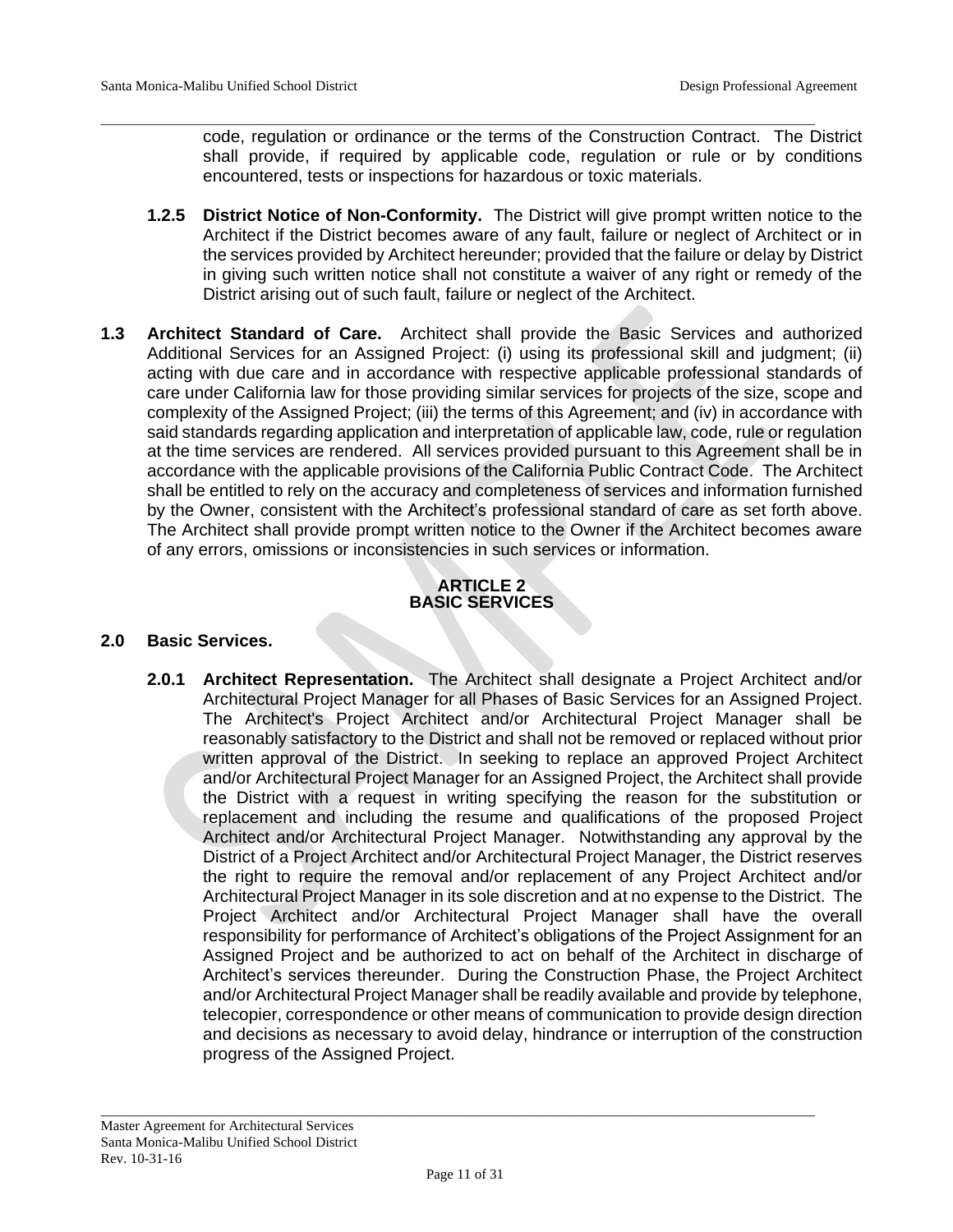code, regulation or ordinance or the terms of the Construction Contract. The District shall provide, if required by applicable code, regulation or rule or by conditions encountered, tests or inspections for hazardous or toxic materials.

**1.2.5 District Notice of Non-Conformity.** The District will give prompt written notice to the Architect if the District becomes aware of any fault, failure or neglect of Architect or in the services provided by Architect hereunder; provided that the failure or delay by District in giving such written notice shall not constitute a waiver of any right or remedy of the District arising out of such fault, failure or neglect of the Architect.

**1.3 Architect Standard of Care.** Architect shall provide the Basic Services and authorized Additional Services for an Assigned Project: (i) using its professional skill and judgment; (ii) acting with due care and in accordance with respective applicable professional standards of care under California law for those providing similar services for projects of the size, scope and complexity of the Assigned Project; (iii) the terms of this Agreement; and (iv) in accordance with said standards regarding application and interpretation of applicable law, code, rule or regulation at the time services are rendered. All services provided pursuant to this Agreement shall be in accordance with the applicable provisions of the California Public Contract Code. The Architect shall be entitled to rely on the accuracy and completeness of services and information furnished by the Owner, consistent with the Architect's professional standard of care as set forth above. The Architect shall provide prompt written notice to the Owner if the Architect becomes aware of any errors, omissions or inconsistencies in such services or information.

## ARTICLE 2
## BASIC SERVICES

**2.0 Basic Services.**

**2.0.1 Architect Representation.** The Architect shall designate a Project Architect and/or Architectural Project Manager for all Phases of Basic Services for an Assigned Project. The Architect's Project Architect and/or Architectural Project Manager shall be reasonably satisfactory to the District and shall not be removed or replaced without prior written approval of the District. In seeking to replace an approved Project Architect and/or Architectural Project Manager for an Assigned Project, the Architect shall provide the District with a request in writing specifying the reason for the substitution or replacement and including the resume and qualifications of the proposed Project Architect and/or Architectural Project Manager. Notwithstanding any approval by the District of a Project Architect and/or Architectural Project Manager, the District reserves the right to require the removal and/or replacement of any Project Architect and/or Architectural Project Manager in its sole discretion and at no expense to the District. The Project Architect and/or Architectural Project Manager shall have the overall responsibility for performance of Architect's obligations of the Project Assignment for an Assigned Project and be authorized to act on behalf of the Architect in discharge of Architect's services thereunder. During the Construction Phase, the Project Architect and/or Architectural Project Manager shall be readily available and provide by telephone, telecopier, correspondence or other means of communication to provide design direction and decisions as necessary to avoid delay, hindrance or interruption of the construction progress of the Assigned Project.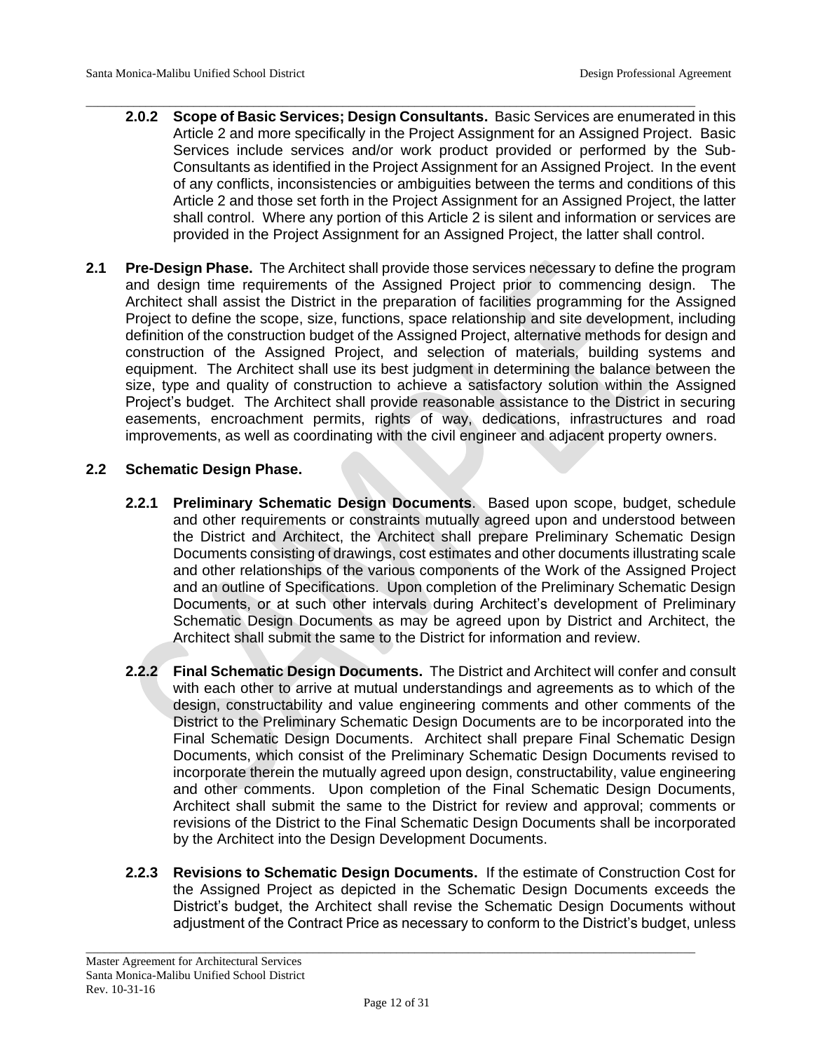**2.0.2 Scope of Basic Services; Design Consultants.** Basic Services are enumerated in this Article 2 and more specifically in the Project Assignment for an Assigned Project. Basic Services include services and/or work product provided or performed by the Sub-Consultants as identified in the Project Assignment for an Assigned Project. In the event of any conflicts, inconsistencies or ambiguities between the terms and conditions of this Article 2 and those set forth in the Project Assignment for an Assigned Project, the latter shall control. Where any portion of this Article 2 is silent and information or services are provided in the Project Assignment for an Assigned Project, the latter shall control.

**2.1 Pre-Design Phase.** The Architect shall provide those services necessary to define the program and design time requirements of the Assigned Project prior to commencing design. The Architect shall assist the District in the preparation of facilities programming for the Assigned Project to define the scope, size, functions, space relationship and site development, including definition of the construction budget of the Assigned Project, alternative methods for design and construction of the Assigned Project, and selection of materials, building systems and equipment. The Architect shall use its best judgment in determining the balance between the size, type and quality of construction to achieve a satisfactory solution within the Assigned Project's budget. The Architect shall provide reasonable assistance to the District in securing easements, encroachment permits, rights of way, dedications, infrastructures and road improvements, as well as coordinating with the civil engineer and adjacent property owners.

**2.2 Schematic Design Phase.**

**2.2.1 Preliminary Schematic Design Documents**. Based upon scope, budget, schedule and other requirements or constraints mutually agreed upon and understood between the District and Architect, the Architect shall prepare Preliminary Schematic Design Documents consisting of drawings, cost estimates and other documents illustrating scale and other relationships of the various components of the Work of the Assigned Project and an outline of Specifications. Upon completion of the Preliminary Schematic Design Documents, or at such other intervals during Architect's development of Preliminary Schematic Design Documents as may be agreed upon by District and Architect, the Architect shall submit the same to the District for information and review.

**2.2.2 Final Schematic Design Documents.** The District and Architect will confer and consult with each other to arrive at mutual understandings and agreements as to which of the design, constructability and value engineering comments and other comments of the District to the Preliminary Schematic Design Documents are to be incorporated into the Final Schematic Design Documents. Architect shall prepare Final Schematic Design Documents, which consist of the Preliminary Schematic Design Documents revised to incorporate therein the mutually agreed upon design, constructability, value engineering and other comments. Upon completion of the Final Schematic Design Documents, Architect shall submit the same to the District for review and approval; comments or revisions of the District to the Final Schematic Design Documents shall be incorporated by the Architect into the Design Development Documents.

**2.2.3 Revisions to Schematic Design Documents.** If the estimate of Construction Cost for the Assigned Project as depicted in the Schematic Design Documents exceeds the District's budget, the Architect shall revise the Schematic Design Documents without adjustment of the Contract Price as necessary to conform to the District's budget, unless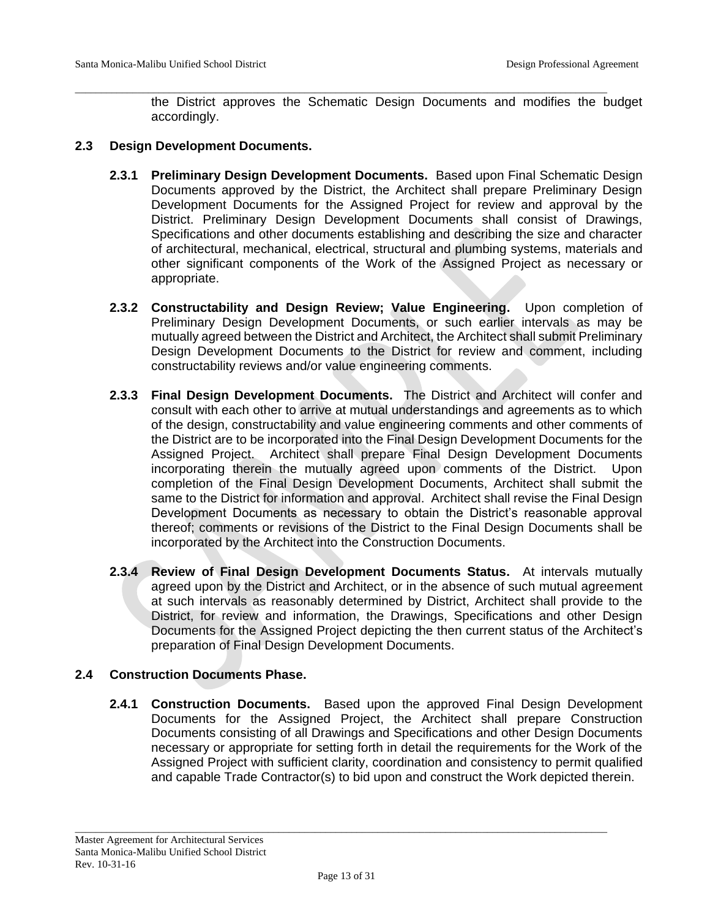the District approves the Schematic Design Documents and modifies the budget accordingly.

### 2.3 Design Development Documents.

**2.3.1 Preliminary Design Development Documents.** Based upon Final Schematic Design Documents approved by the District, the Architect shall prepare Preliminary Design Development Documents for the Assigned Project for review and approval by the District. Preliminary Design Development Documents shall consist of Drawings, Specifications and other documents establishing and describing the size and character of architectural, mechanical, electrical, structural and plumbing systems, materials and other significant components of the Work of the Assigned Project as necessary or appropriate.

**2.3.2 Constructability and Design Review; Value Engineering.** Upon completion of Preliminary Design Development Documents, or such earlier intervals as may be mutually agreed between the District and Architect, the Architect shall submit Preliminary Design Development Documents to the District for review and comment, including constructability reviews and/or value engineering comments.

**2.3.3 Final Design Development Documents.** The District and Architect will confer and consult with each other to arrive at mutual understandings and agreements as to which of the design, constructability and value engineering comments and other comments of the District are to be incorporated into the Final Design Development Documents for the Assigned Project. Architect shall prepare Final Design Development Documents incorporating therein the mutually agreed upon comments of the District. Upon completion of the Final Design Development Documents, Architect shall submit the same to the District for information and approval. Architect shall revise the Final Design Development Documents as necessary to obtain the District's reasonable approval thereof; comments or revisions of the District to the Final Design Documents shall be incorporated by the Architect into the Construction Documents.

**2.3.4 Review of Final Design Development Documents Status.** At intervals mutually agreed upon by the District and Architect, or in the absence of such mutual agreement at such intervals as reasonably determined by District, Architect shall provide to the District, for review and information, the Drawings, Specifications and other Design Documents for the Assigned Project depicting the then current status of the Architect's preparation of Final Design Development Documents.

### 2.4 Construction Documents Phase.

**2.4.1 Construction Documents.** Based upon the approved Final Design Development Documents for the Assigned Project, the Architect shall prepare Construction Documents consisting of all Drawings and Specifications and other Design Documents necessary or appropriate for setting forth in detail the requirements for the Work of the Assigned Project with sufficient clarity, coordination and consistency to permit qualified and capable Trade Contractor(s) to bid upon and construct the Work depicted therein.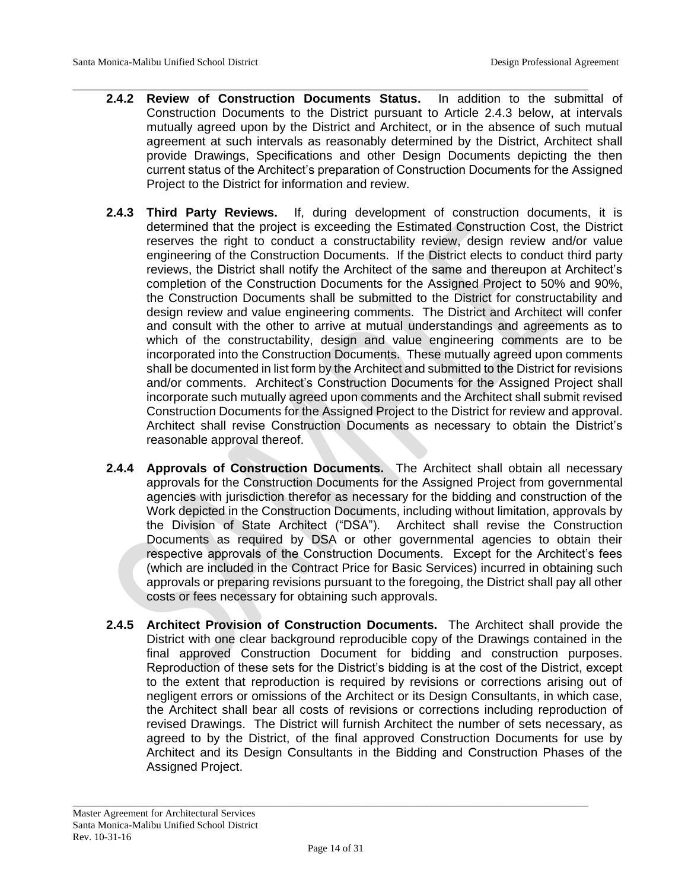**2.4.2 Review of Construction Documents Status.** In addition to the submittal of Construction Documents to the District pursuant to Article 2.4.3 below, at intervals mutually agreed upon by the District and Architect, or in the absence of such mutual agreement at such intervals as reasonably determined by the District, Architect shall provide Drawings, Specifications and other Design Documents depicting the then current status of the Architect's preparation of Construction Documents for the Assigned Project to the District for information and review.

**2.4.3 Third Party Reviews.** If, during development of construction documents, it is determined that the project is exceeding the Estimated Construction Cost, the District reserves the right to conduct a constructability review, design review and/or value engineering of the Construction Documents. If the District elects to conduct third party reviews, the District shall notify the Architect of the same and thereupon at Architect's completion of the Construction Documents for the Assigned Project to 50% and 90%, the Construction Documents shall be submitted to the District for constructability and design review and value engineering comments. The District and Architect will confer and consult with the other to arrive at mutual understandings and agreements as to which of the constructability, design and value engineering comments are to be incorporated into the Construction Documents. These mutually agreed upon comments shall be documented in list form by the Architect and submitted to the District for revisions and/or comments. Architect's Construction Documents for the Assigned Project shall incorporate such mutually agreed upon comments and the Architect shall submit revised Construction Documents for the Assigned Project to the District for review and approval. Architect shall revise Construction Documents as necessary to obtain the District's reasonable approval thereof.

**2.4.4 Approvals of Construction Documents.** The Architect shall obtain all necessary approvals for the Construction Documents for the Assigned Project from governmental agencies with jurisdiction therefor as necessary for the bidding and construction of the Work depicted in the Construction Documents, including without limitation, approvals by the Division of State Architect ("DSA"). Architect shall revise the Construction Documents as required by DSA or other governmental agencies to obtain their respective approvals of the Construction Documents. Except for the Architect's fees (which are included in the Contract Price for Basic Services) incurred in obtaining such approvals or preparing revisions pursuant to the foregoing, the District shall pay all other costs or fees necessary for obtaining such approvals.

**2.4.5 Architect Provision of Construction Documents.** The Architect shall provide the District with one clear background reproducible copy of the Drawings contained in the final approved Construction Document for bidding and construction purposes. Reproduction of these sets for the District's bidding is at the cost of the District, except to the extent that reproduction is required by revisions or corrections arising out of negligent errors or omissions of the Architect or its Design Consultants, in which case, the Architect shall bear all costs of revisions or corrections including reproduction of revised Drawings. The District will furnish Architect the number of sets necessary, as agreed to by the District, of the final approved Construction Documents for use by Architect and its Design Consultants in the Bidding and Construction Phases of the Assigned Project.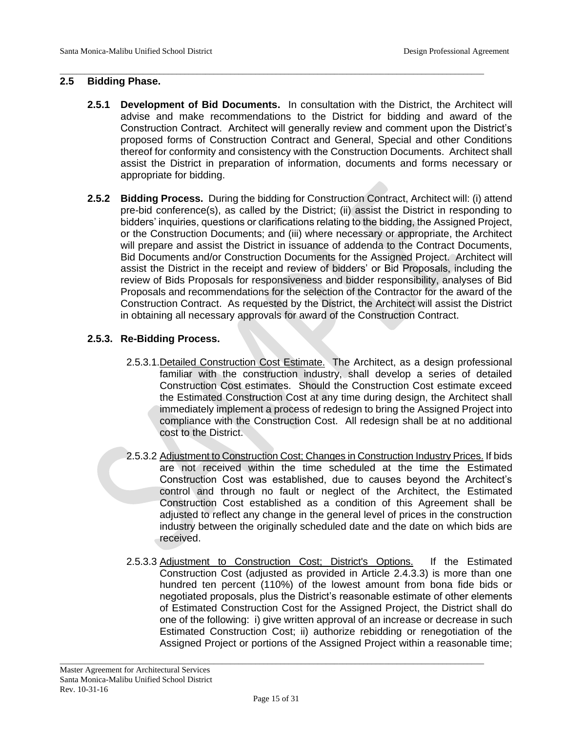## 2.5 Bidding Phase.

**2.5.1 Development of Bid Documents.** In consultation with the District, the Architect will advise and make recommendations to the District for bidding and award of the Construction Contract. Architect will generally review and comment upon the District's proposed forms of Construction Contract and General, Special and other Conditions thereof for conformity and consistency with the Construction Documents. Architect shall assist the District in preparation of information, documents and forms necessary or appropriate for bidding.

**2.5.2 Bidding Process.** During the bidding for Construction Contract, Architect will: (i) attend pre-bid conference(s), as called by the District; (ii) assist the District in responding to bidders' inquiries, questions or clarifications relating to the bidding, the Assigned Project, or the Construction Documents; and (iii) where necessary or appropriate, the Architect will prepare and assist the District in issuance of addenda to the Contract Documents, Bid Documents and/or Construction Documents for the Assigned Project. Architect will assist the District in the receipt and review of bidders' or Bid Proposals, including the review of Bids Proposals for responsiveness and bidder responsibility, analyses of Bid Proposals and recommendations for the selection of the Contractor for the award of the Construction Contract. As requested by the District, the Architect will assist the District in obtaining all necessary approvals for award of the Construction Contract.

**2.5.3. Re-Bidding Process.**

2.5.3.1. Detailed Construction Cost Estimate. The Architect, as a design professional familiar with the construction industry, shall develop a series of detailed Construction Cost estimates. Should the Construction Cost estimate exceed the Estimated Construction Cost at any time during design, the Architect shall immediately implement a process of redesign to bring the Assigned Project into compliance with the Construction Cost. All redesign shall be at no additional cost to the District.

2.5.3.2 Adjustment to Construction Cost; Changes in Construction Industry Prices. If bids are not received within the time scheduled at the time the Estimated Construction Cost was established, due to causes beyond the Architect's control and through no fault or neglect of the Architect, the Estimated Construction Cost established as a condition of this Agreement shall be adjusted to reflect any change in the general level of prices in the construction industry between the originally scheduled date and the date on which bids are received.

2.5.3.3 Adjustment to Construction Cost; District's Options. If the Estimated Construction Cost (adjusted as provided in Article 2.4.3.3) is more than one hundred ten percent (110%) of the lowest amount from bona fide bids or negotiated proposals, plus the District's reasonable estimate of other elements of Estimated Construction Cost for the Assigned Project, the District shall do one of the following: i) give written approval of an increase or decrease in such Estimated Construction Cost; ii) authorize rebidding or renegotiation of the Assigned Project or portions of the Assigned Project within a reasonable time;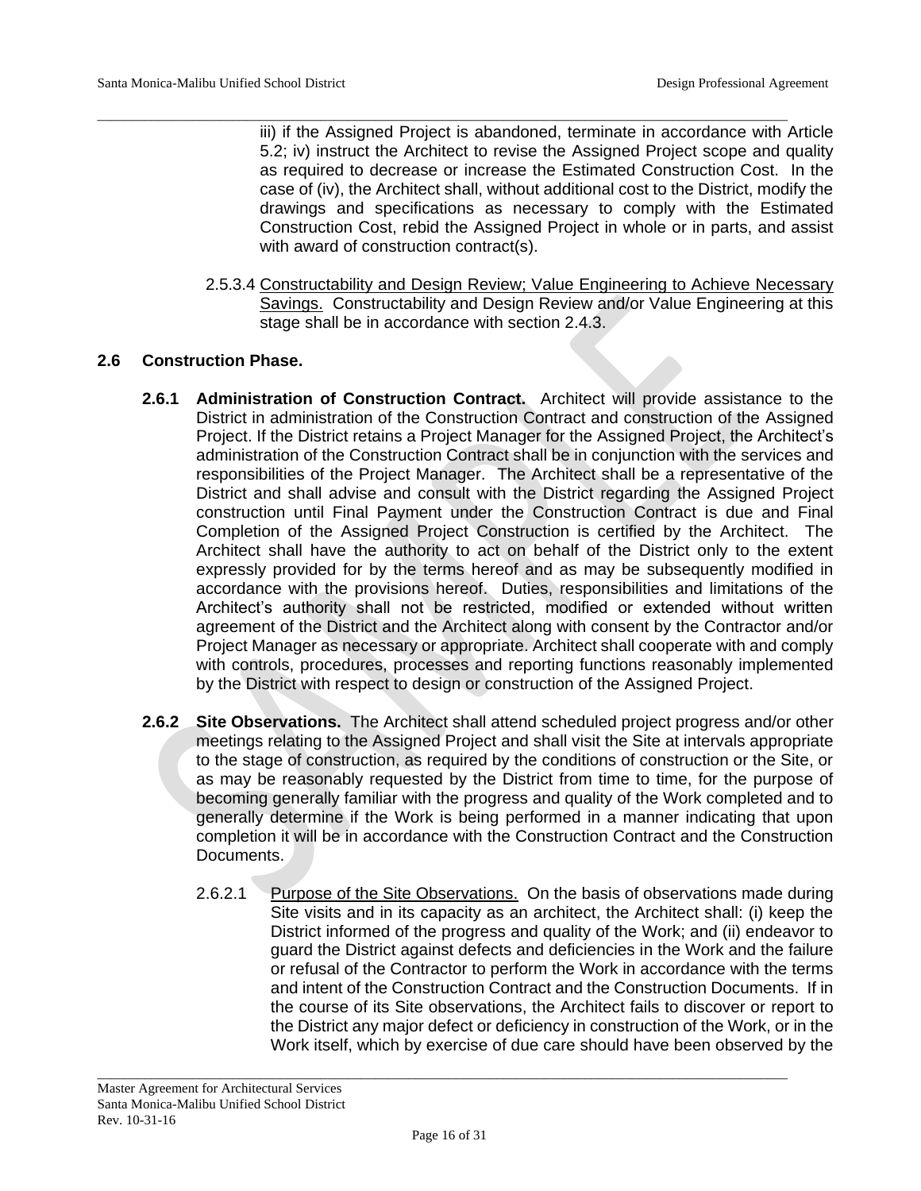iii) if the Assigned Project is abandoned, terminate in accordance with Article 5.2; iv) instruct the Architect to revise the Assigned Project scope and quality as required to decrease or increase the Estimated Construction Cost. In the case of (iv), the Architect shall, without additional cost to the District, modify the drawings and specifications as necessary to comply with the Estimated Construction Cost, rebid the Assigned Project in whole or in parts, and assist with award of construction contract(s).

2.5.3.4 Constructability and Design Review; Value Engineering to Achieve Necessary Savings. Constructability and Design Review and/or Value Engineering at this stage shall be in accordance with section 2.4.3.

## 2.6 Construction Phase.

**2.6.1 Administration of Construction Contract.** Architect will provide assistance to the District in administration of the Construction Contract and construction of the Assigned Project. If the District retains a Project Manager for the Assigned Project, the Architect's administration of the Construction Contract shall be in conjunction with the services and responsibilities of the Project Manager. The Architect shall be a representative of the District and shall advise and consult with the District regarding the Assigned Project construction until Final Payment under the Construction Contract is due and Final Completion of the Assigned Project Construction is certified by the Architect. The Architect shall have the authority to act on behalf of the District only to the extent expressly provided for by the terms hereof and as may be subsequently modified in accordance with the provisions hereof. Duties, responsibilities and limitations of the Architect's authority shall not be restricted, modified or extended without written agreement of the District and the Architect along with consent by the Contractor and/or Project Manager as necessary or appropriate. Architect shall cooperate with and comply with controls, procedures, processes and reporting functions reasonably implemented by the District with respect to design or construction of the Assigned Project.

**2.6.2 Site Observations.** The Architect shall attend scheduled project progress and/or other meetings relating to the Assigned Project and shall visit the Site at intervals appropriate to the stage of construction, as required by the conditions of construction or the Site, or as may be reasonably requested by the District from time to time, for the purpose of becoming generally familiar with the progress and quality of the Work completed and to generally determine if the Work is being performed in a manner indicating that upon completion it will be in accordance with the Construction Contract and the Construction Documents.

2.6.2.1 Purpose of the Site Observations. On the basis of observations made during Site visits and in its capacity as an architect, the Architect shall: (i) keep the District informed of the progress and quality of the Work; and (ii) endeavor to guard the District against defects and deficiencies in the Work and the failure or refusal of the Contractor to perform the Work in accordance with the terms and intent of the Construction Contract and the Construction Documents. If in the course of its Site observations, the Architect fails to discover or report to the District any major defect or deficiency in construction of the Work, or in the Work itself, which by exercise of due care should have been observed by the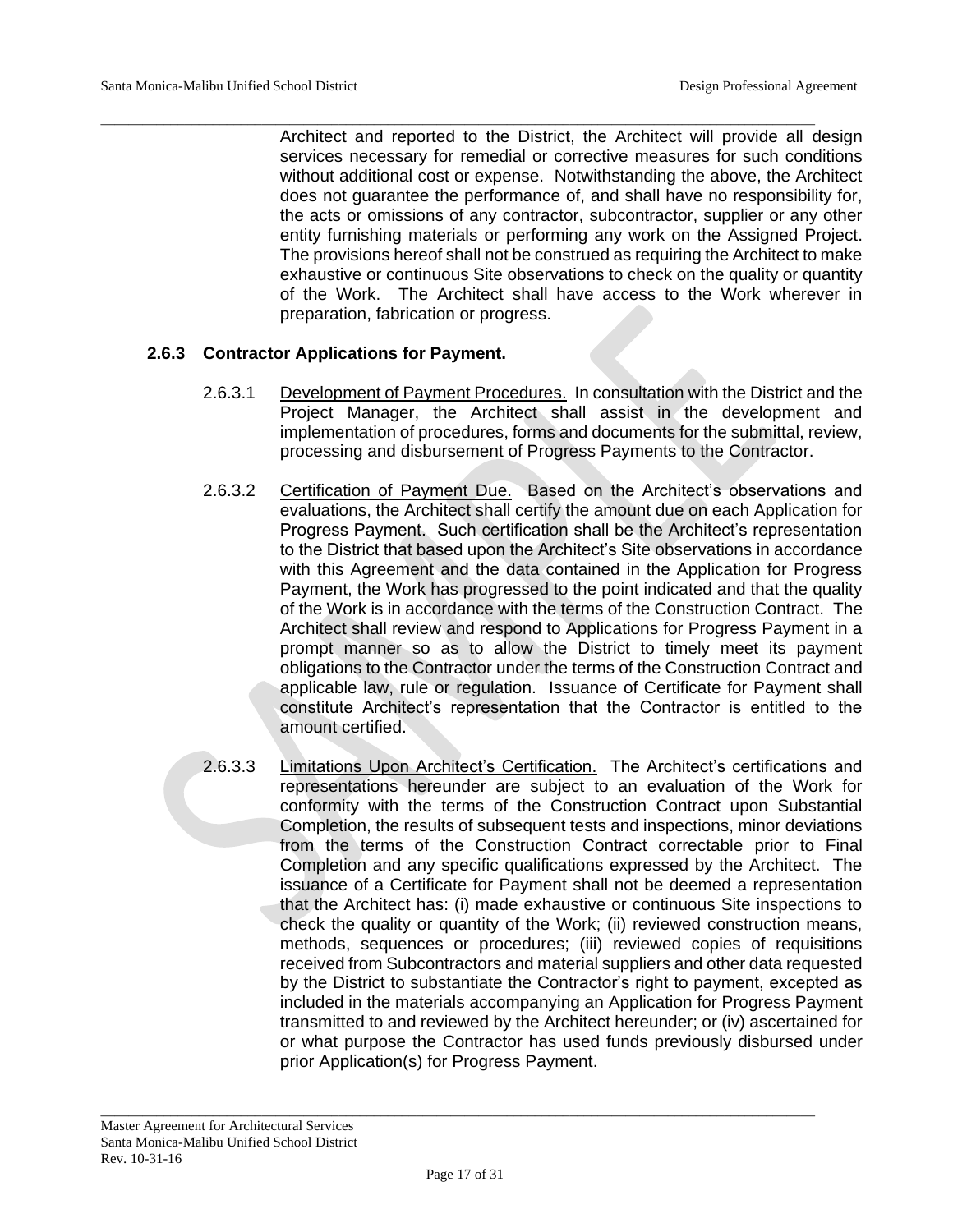Architect and reported to the District, the Architect will provide all design services necessary for remedial or corrective measures for such conditions without additional cost or expense. Notwithstanding the above, the Architect does not guarantee the performance of, and shall have no responsibility for, the acts or omissions of any contractor, subcontractor, supplier or any other entity furnishing materials or performing any work on the Assigned Project. The provisions hereof shall not be construed as requiring the Architect to make exhaustive or continuous Site observations to check on the quality or quantity of the Work. The Architect shall have access to the Work wherever in preparation, fabrication or progress.

### 2.6.3 Contractor Applications for Payment.

2.6.3.1 Development of Payment Procedures. In consultation with the District and the Project Manager, the Architect shall assist in the development and implementation of procedures, forms and documents for the submittal, review, processing and disbursement of Progress Payments to the Contractor.

2.6.3.2 Certification of Payment Due. Based on the Architect's observations and evaluations, the Architect shall certify the amount due on each Application for Progress Payment. Such certification shall be the Architect's representation to the District that based upon the Architect's Site observations in accordance with this Agreement and the data contained in the Application for Progress Payment, the Work has progressed to the point indicated and that the quality of the Work is in accordance with the terms of the Construction Contract. The Architect shall review and respond to Applications for Progress Payment in a prompt manner so as to allow the District to timely meet its payment obligations to the Contractor under the terms of the Construction Contract and applicable law, rule or regulation. Issuance of Certificate for Payment shall constitute Architect's representation that the Contractor is entitled to the amount certified.

2.6.3.3 Limitations Upon Architect's Certification. The Architect's certifications and representations hereunder are subject to an evaluation of the Work for conformity with the terms of the Construction Contract upon Substantial Completion, the results of subsequent tests and inspections, minor deviations from the terms of the Construction Contract correctable prior to Final Completion and any specific qualifications expressed by the Architect. The issuance of a Certificate for Payment shall not be deemed a representation that the Architect has: (i) made exhaustive or continuous Site inspections to check the quality or quantity of the Work; (ii) reviewed construction means, methods, sequences or procedures; (iii) reviewed copies of requisitions received from Subcontractors and material suppliers and other data requested by the District to substantiate the Contractor's right to payment, excepted as included in the materials accompanying an Application for Progress Payment transmitted to and reviewed by the Architect hereunder; or (iv) ascertained for or what purpose the Contractor has used funds previously disbursed under prior Application(s) for Progress Payment.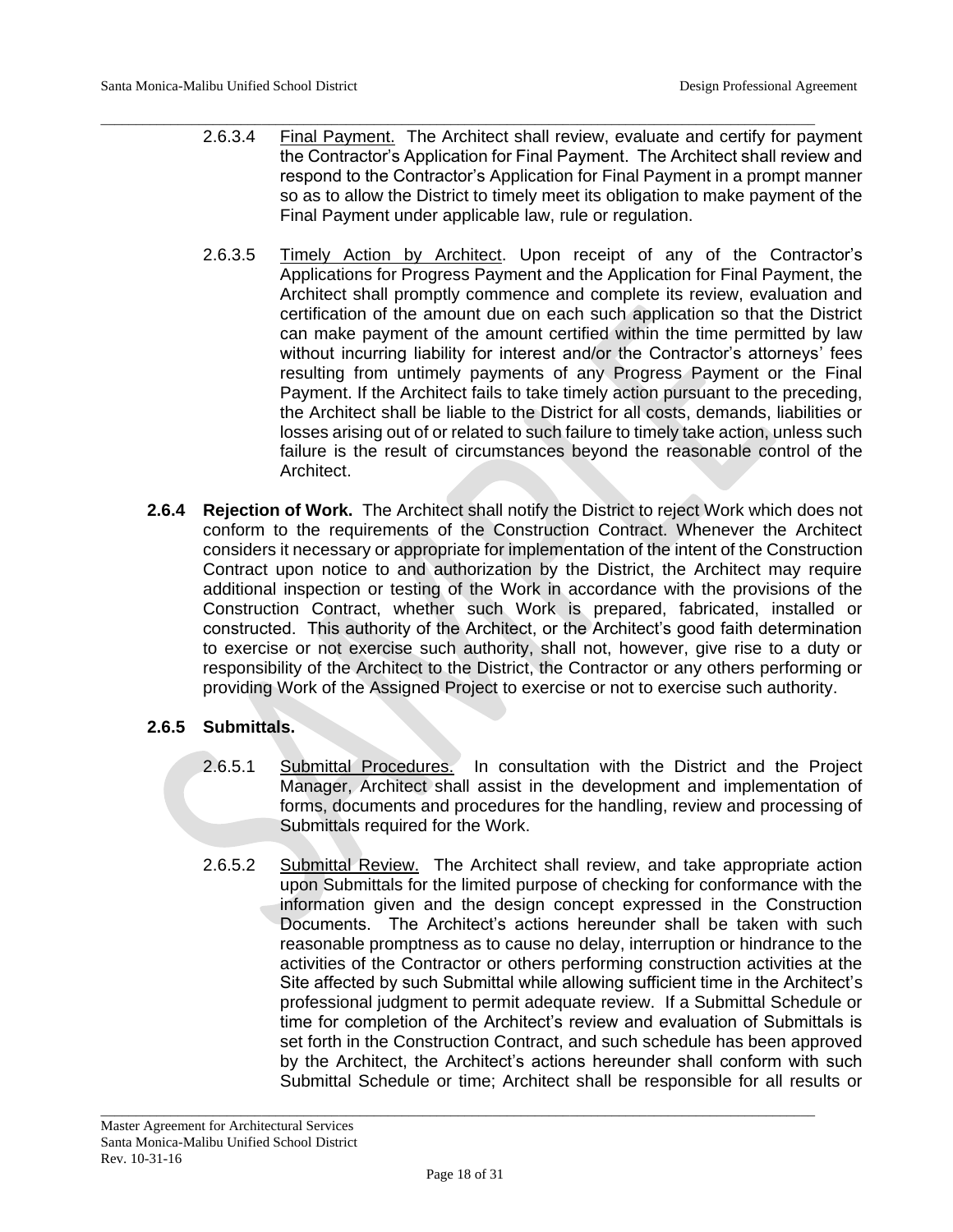2.6.3.4 Final Payment. The Architect shall review, evaluate and certify for payment the Contractor's Application for Final Payment. The Architect shall review and respond to the Contractor's Application for Final Payment in a prompt manner so as to allow the District to timely meet its obligation to make payment of the Final Payment under applicable law, rule or regulation.

2.6.3.5 Timely Action by Architect. Upon receipt of any of the Contractor's Applications for Progress Payment and the Application for Final Payment, the Architect shall promptly commence and complete its review, evaluation and certification of the amount due on each such application so that the District can make payment of the amount certified within the time permitted by law without incurring liability for interest and/or the Contractor's attorneys' fees resulting from untimely payments of any Progress Payment or the Final Payment. If the Architect fails to take timely action pursuant to the preceding, the Architect shall be liable to the District for all costs, demands, liabilities or losses arising out of or related to such failure to timely take action, unless such failure is the result of circumstances beyond the reasonable control of the Architect.

**2.6.4 Rejection of Work.** The Architect shall notify the District to reject Work which does not conform to the requirements of the Construction Contract. Whenever the Architect considers it necessary or appropriate for implementation of the intent of the Construction Contract upon notice to and authorization by the District, the Architect may require additional inspection or testing of the Work in accordance with the provisions of the Construction Contract, whether such Work is prepared, fabricated, installed or constructed. This authority of the Architect, or the Architect's good faith determination to exercise or not exercise such authority, shall not, however, give rise to a duty or responsibility of the Architect to the District, the Contractor or any others performing or providing Work of the Assigned Project to exercise or not to exercise such authority.

**2.6.5 Submittals.**

2.6.5.1 Submittal Procedures. In consultation with the District and the Project Manager, Architect shall assist in the development and implementation of forms, documents and procedures for the handling, review and processing of Submittals required for the Work.

2.6.5.2 Submittal Review. The Architect shall review, and take appropriate action upon Submittals for the limited purpose of checking for conformance with the information given and the design concept expressed in the Construction Documents. The Architect's actions hereunder shall be taken with such reasonable promptness as to cause no delay, interruption or hindrance to the activities of the Contractor or others performing construction activities at the Site affected by such Submittal while allowing sufficient time in the Architect's professional judgment to permit adequate review. If a Submittal Schedule or time for completion of the Architect's review and evaluation of Submittals is set forth in the Construction Contract, and such schedule has been approved by the Architect, the Architect's actions hereunder shall conform with such Submittal Schedule or time; Architect shall be responsible for all results or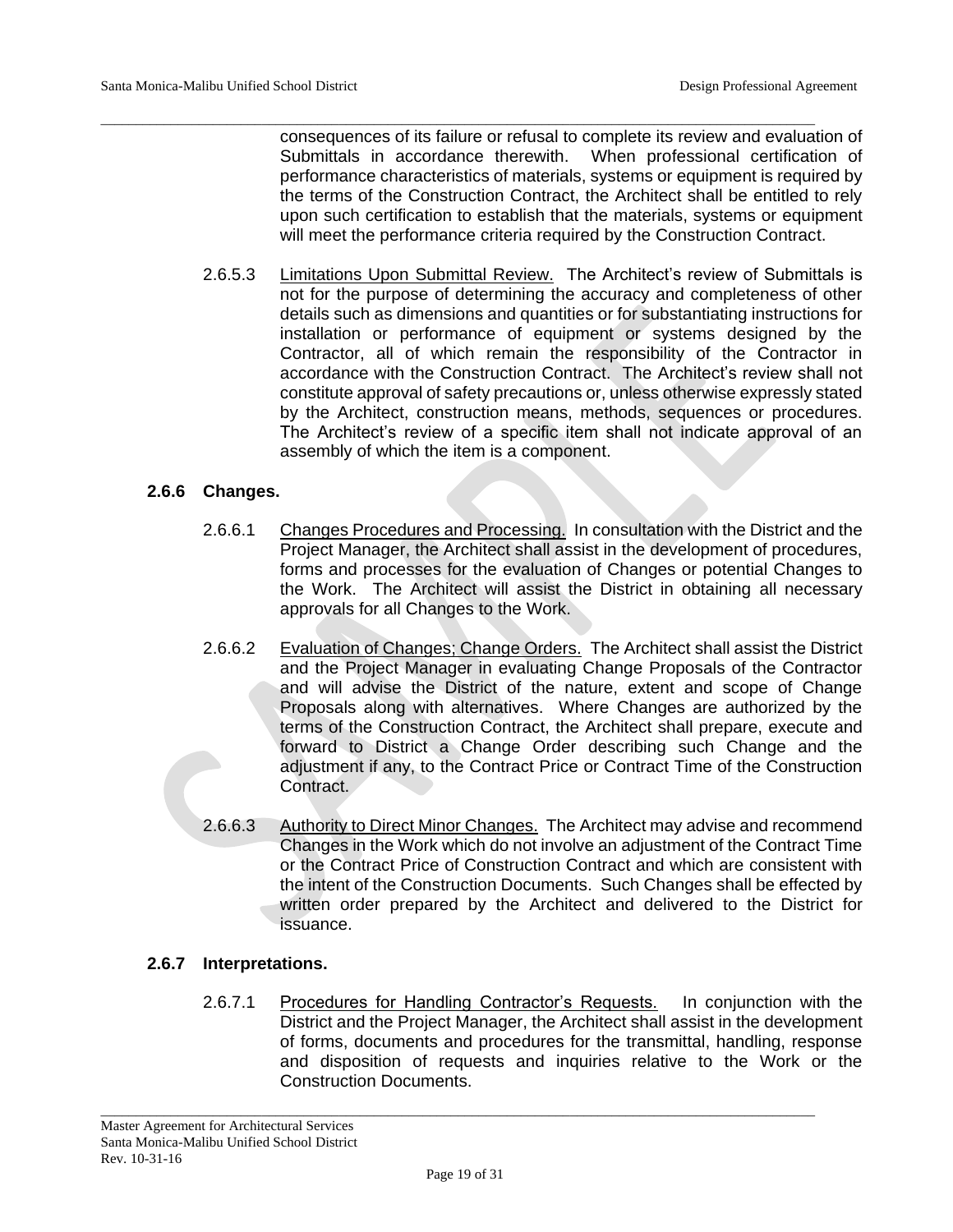consequences of its failure or refusal to complete its review and evaluation of Submittals in accordance therewith. When professional certification of performance characteristics of materials, systems or equipment is required by the terms of the Construction Contract, the Architect shall be entitled to rely upon such certification to establish that the materials, systems or equipment will meet the performance criteria required by the Construction Contract.

2.6.5.3 Limitations Upon Submittal Review. The Architect's review of Submittals is not for the purpose of determining the accuracy and completeness of other details such as dimensions and quantities or for substantiating instructions for installation or performance of equipment or systems designed by the Contractor, all of which remain the responsibility of the Contractor in accordance with the Construction Contract. The Architect's review shall not constitute approval of safety precautions or, unless otherwise expressly stated by the Architect, construction means, methods, sequences or procedures. The Architect's review of a specific item shall not indicate approval of an assembly of which the item is a component.

### 2.6.6 Changes.

2.6.6.1 Changes Procedures and Processing. In consultation with the District and the Project Manager, the Architect shall assist in the development of procedures, forms and processes for the evaluation of Changes or potential Changes to the Work. The Architect will assist the District in obtaining all necessary approvals for all Changes to the Work.

2.6.6.2 Evaluation of Changes; Change Orders. The Architect shall assist the District and the Project Manager in evaluating Change Proposals of the Contractor and will advise the District of the nature, extent and scope of Change Proposals along with alternatives. Where Changes are authorized by the terms of the Construction Contract, the Architect shall prepare, execute and forward to District a Change Order describing such Change and the adjustment if any, to the Contract Price or Contract Time of the Construction Contract.

2.6.6.3 Authority to Direct Minor Changes. The Architect may advise and recommend Changes in the Work which do not involve an adjustment of the Contract Time or the Contract Price of Construction Contract and which are consistent with the intent of the Construction Documents. Such Changes shall be effected by written order prepared by the Architect and delivered to the District for issuance.

### 2.6.7 Interpretations.

2.6.7.1 Procedures for Handling Contractor's Requests. In conjunction with the District and the Project Manager, the Architect shall assist in the development of forms, documents and procedures for the transmittal, handling, response and disposition of requests and inquiries relative to the Work or the Construction Documents.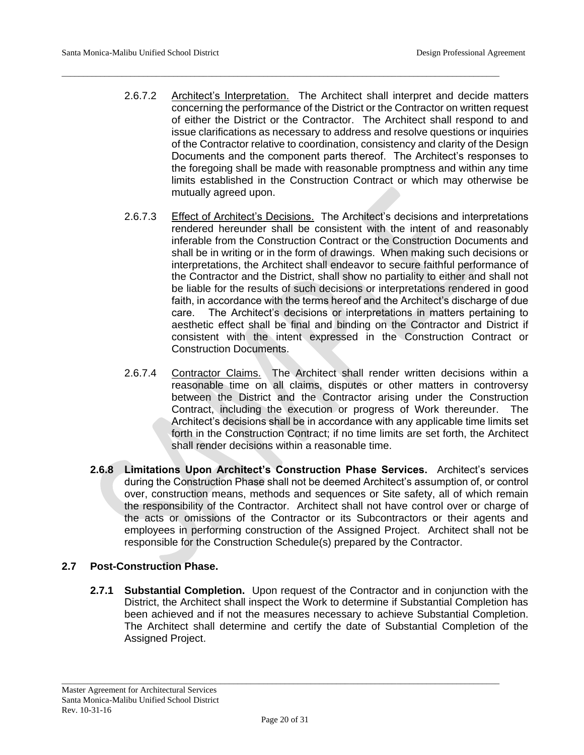2.6.7.2 Architect's Interpretation. The Architect shall interpret and decide matters concerning the performance of the District or the Contractor on written request of either the District or the Contractor. The Architect shall respond to and issue clarifications as necessary to address and resolve questions or inquiries of the Contractor relative to coordination, consistency and clarity of the Design Documents and the component parts thereof. The Architect's responses to the foregoing shall be made with reasonable promptness and within any time limits established in the Construction Contract or which may otherwise be mutually agreed upon.

2.6.7.3 Effect of Architect's Decisions. The Architect's decisions and interpretations rendered hereunder shall be consistent with the intent of and reasonably inferable from the Construction Contract or the Construction Documents and shall be in writing or in the form of drawings. When making such decisions or interpretations, the Architect shall endeavor to secure faithful performance of the Contractor and the District, shall show no partiality to either and shall not be liable for the results of such decisions or interpretations rendered in good faith, in accordance with the terms hereof and the Architect's discharge of due care. The Architect's decisions or interpretations in matters pertaining to aesthetic effect shall be final and binding on the Contractor and District if consistent with the intent expressed in the Construction Contract or Construction Documents.

2.6.7.4 Contractor Claims. The Architect shall render written decisions within a reasonable time on all claims, disputes or other matters in controversy between the District and the Contractor arising under the Construction Contract, including the execution or progress of Work thereunder. The Architect's decisions shall be in accordance with any applicable time limits set forth in the Construction Contract; if no time limits are set forth, the Architect shall render decisions within a reasonable time.

**2.6.8 Limitations Upon Architect's Construction Phase Services.** Architect's services during the Construction Phase shall not be deemed Architect's assumption of, or control over, construction means, methods and sequences or Site safety, all of which remain the responsibility of the Contractor. Architect shall not have control over or charge of the acts or omissions of the Contractor or its Subcontractors or their agents and employees in performing construction of the Assigned Project. Architect shall not be responsible for the Construction Schedule(s) prepared by the Contractor.

## 2.7 Post-Construction Phase.

**2.7.1 Substantial Completion.** Upon request of the Contractor and in conjunction with the District, the Architect shall inspect the Work to determine if Substantial Completion has been achieved and if not the measures necessary to achieve Substantial Completion. The Architect shall determine and certify the date of Substantial Completion of the Assigned Project.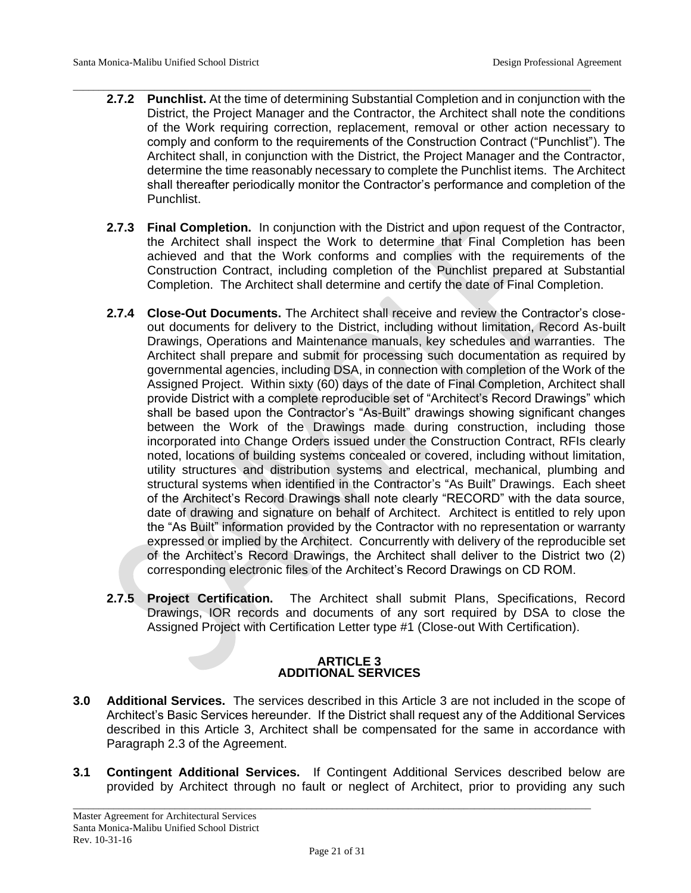**2.7.2 Punchlist.** At the time of determining Substantial Completion and in conjunction with the District, the Project Manager and the Contractor, the Architect shall note the conditions of the Work requiring correction, replacement, removal or other action necessary to comply and conform to the requirements of the Construction Contract ("Punchlist"). The Architect shall, in conjunction with the District, the Project Manager and the Contractor, determine the time reasonably necessary to complete the Punchlist items. The Architect shall thereafter periodically monitor the Contractor's performance and completion of the Punchlist.

**2.7.3 Final Completion.** In conjunction with the District and upon request of the Contractor, the Architect shall inspect the Work to determine that Final Completion has been achieved and that the Work conforms and complies with the requirements of the Construction Contract, including completion of the Punchlist prepared at Substantial Completion. The Architect shall determine and certify the date of Final Completion.

**2.7.4 Close-Out Documents.** The Architect shall receive and review the Contractor's close-out documents for delivery to the District, including without limitation, Record As-built Drawings, Operations and Maintenance manuals, key schedules and warranties. The Architect shall prepare and submit for processing such documentation as required by governmental agencies, including DSA, in connection with completion of the Work of the Assigned Project. Within sixty (60) days of the date of Final Completion, Architect shall provide District with a complete reproducible set of "Architect's Record Drawings" which shall be based upon the Contractor's "As-Built" drawings showing significant changes between the Work of the Drawings made during construction, including those incorporated into Change Orders issued under the Construction Contract, RFIs clearly noted, locations of building systems concealed or covered, including without limitation, utility structures and distribution systems and electrical, mechanical, plumbing and structural systems when identified in the Contractor's "As Built" Drawings. Each sheet of the Architect's Record Drawings shall note clearly "RECORD" with the data source, date of drawing and signature on behalf of Architect. Architect is entitled to rely upon the "As Built" information provided by the Contractor with no representation or warranty expressed or implied by the Architect. Concurrently with delivery of the reproducible set of the Architect's Record Drawings, the Architect shall deliver to the District two (2) corresponding electronic files of the Architect's Record Drawings on CD ROM.

**2.7.5 Project Certification.** The Architect shall submit Plans, Specifications, Record Drawings, IOR records and documents of any sort required by DSA to close the Assigned Project with Certification Letter type #1 (Close-out With Certification).

## ARTICLE 3
## ADDITIONAL SERVICES

**3.0 Additional Services.** The services described in this Article 3 are not included in the scope of Architect's Basic Services hereunder. If the District shall request any of the Additional Services described in this Article 3, Architect shall be compensated for the same in accordance with Paragraph 2.3 of the Agreement.

**3.1 Contingent Additional Services.** If Contingent Additional Services described below are provided by Architect through no fault or neglect of Architect, prior to providing any such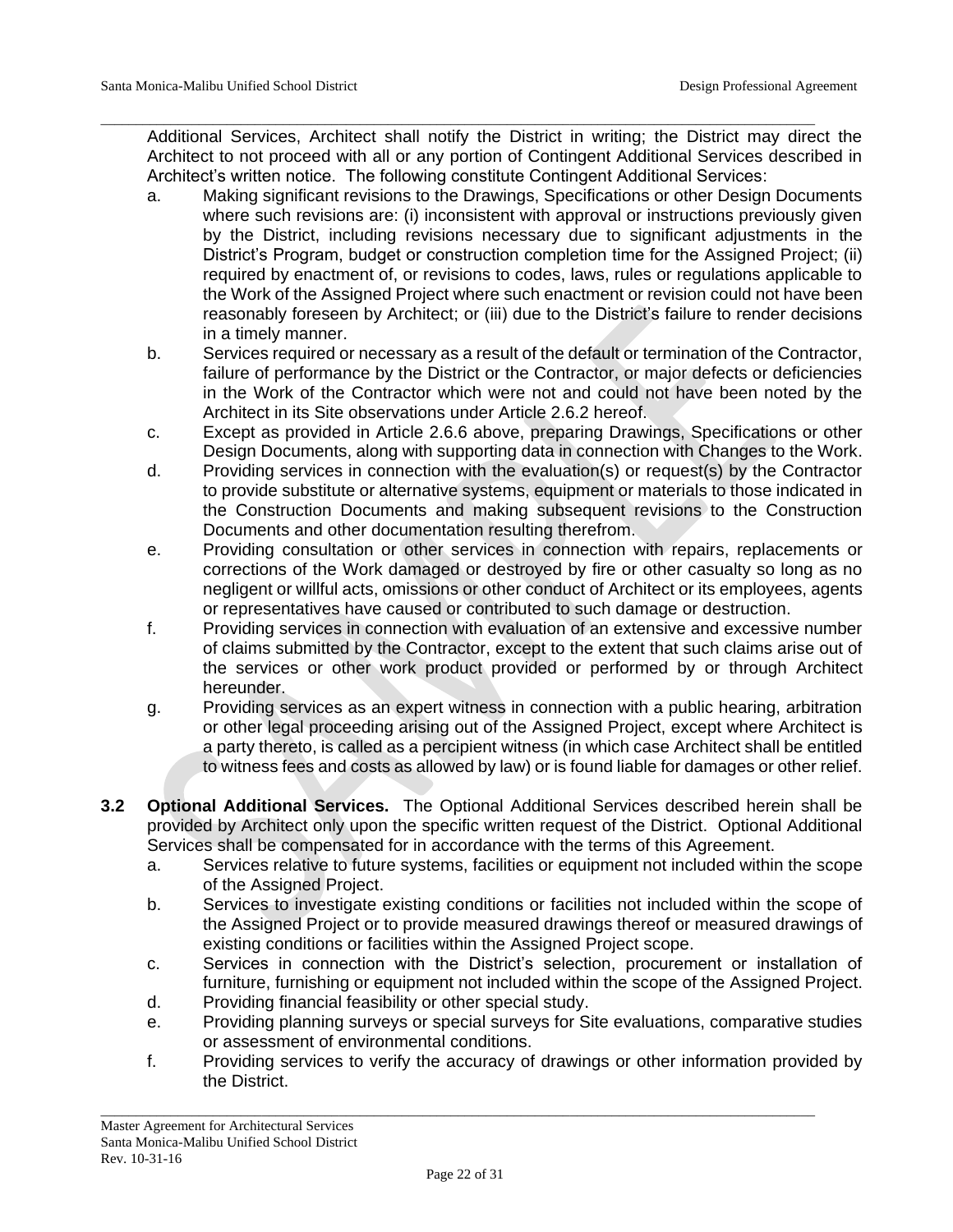Additional Services, Architect shall notify the District in writing; the District may direct the Architect to not proceed with all or any portion of Contingent Additional Services described in Architect's written notice. The following constitute Contingent Additional Services:

a. Making significant revisions to the Drawings, Specifications or other Design Documents where such revisions are: (i) inconsistent with approval or instructions previously given by the District, including revisions necessary due to significant adjustments in the District's Program, budget or construction completion time for the Assigned Project; (ii) required by enactment of, or revisions to codes, laws, rules or regulations applicable to the Work of the Assigned Project where such enactment or revision could not have been reasonably foreseen by Architect; or (iii) due to the District's failure to render decisions in a timely manner.

b. Services required or necessary as a result of the default or termination of the Contractor, failure of performance by the District or the Contractor, or major defects or deficiencies in the Work of the Contractor which were not and could not have been noted by the Architect in its Site observations under Article 2.6.2 hereof.

c. Except as provided in Article 2.6.6 above, preparing Drawings, Specifications or other Design Documents, along with supporting data in connection with Changes to the Work.

d. Providing services in connection with the evaluation(s) or request(s) by the Contractor to provide substitute or alternative systems, equipment or materials to those indicated in the Construction Documents and making subsequent revisions to the Construction Documents and other documentation resulting therefrom.

e. Providing consultation or other services in connection with repairs, replacements or corrections of the Work damaged or destroyed by fire or other casualty so long as no negligent or willful acts, omissions or other conduct of Architect or its employees, agents or representatives have caused or contributed to such damage or destruction.

f. Providing services in connection with evaluation of an extensive and excessive number of claims submitted by the Contractor, except to the extent that such claims arise out of the services or other work product provided or performed by or through Architect hereunder.

g. Providing services as an expert witness in connection with a public hearing, arbitration or other legal proceeding arising out of the Assigned Project, except where Architect is a party thereto, is called as a percipient witness (in which case Architect shall be entitled to witness fees and costs as allowed by law) or is found liable for damages or other relief.

**3.2 Optional Additional Services.** The Optional Additional Services described herein shall be provided by Architect only upon the specific written request of the District. Optional Additional Services shall be compensated for in accordance with the terms of this Agreement.

a. Services relative to future systems, facilities or equipment not included within the scope of the Assigned Project.

b. Services to investigate existing conditions or facilities not included within the scope of the Assigned Project or to provide measured drawings thereof or measured drawings of existing conditions or facilities within the Assigned Project scope.

c. Services in connection with the District's selection, procurement or installation of furniture, furnishing or equipment not included within the scope of the Assigned Project.

d. Providing financial feasibility or other special study.

e. Providing planning surveys or special surveys for Site evaluations, comparative studies or assessment of environmental conditions.

f. Providing services to verify the accuracy of drawings or other information provided by the District.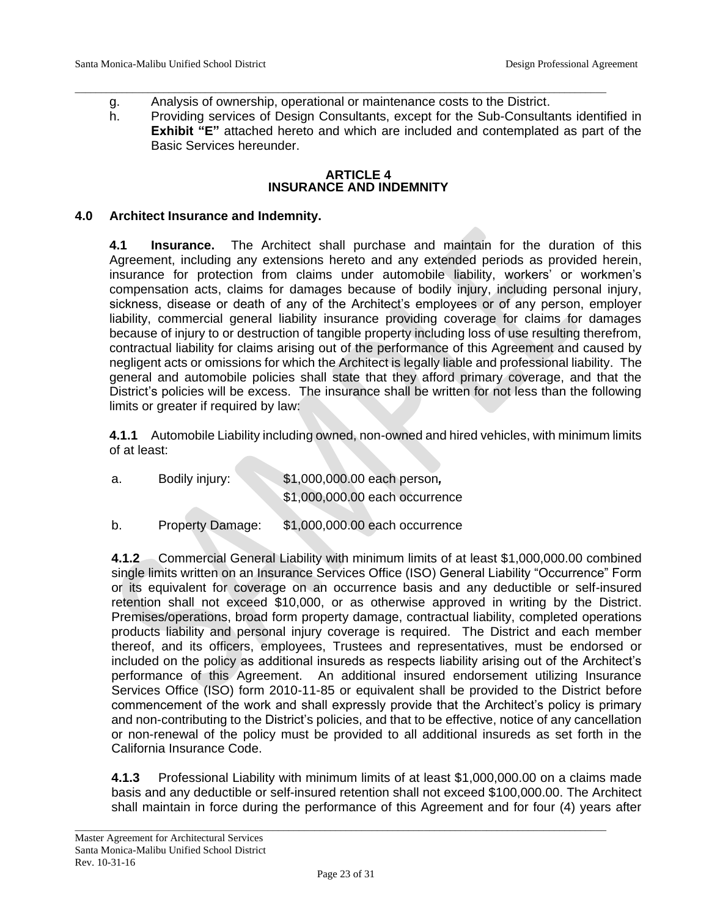g. Analysis of ownership, operational or maintenance costs to the District.

h. Providing services of Design Consultants, except for the Sub-Consultants identified in **Exhibit "E"** attached hereto and which are included and contemplated as part of the Basic Services hereunder.

## ARTICLE 4
## INSURANCE AND INDEMNITY

### 4.0 Architect Insurance and Indemnity.

**4.1 Insurance.** The Architect shall purchase and maintain for the duration of this Agreement, including any extensions hereto and any extended periods as provided herein, insurance for protection from claims under automobile liability, workers' or workmen's compensation acts, claims for damages because of bodily injury, including personal injury, sickness, disease or death of any of the Architect's employees or of any person, employer liability, commercial general liability insurance providing coverage for claims for damages because of injury to or destruction of tangible property including loss of use resulting therefrom, contractual liability for claims arising out of the performance of this Agreement and caused by negligent acts or omissions for which the Architect is legally liable and professional liability. The general and automobile policies shall state that they afford primary coverage, and that the District's policies will be excess. The insurance shall be written for not less than the following limits or greater if required by law:

**4.1.1** Automobile Liability including owned, non-owned and hired vehicles, with minimum limits of at least:

a. Bodily injury: $1,000,000.00 each person*,*
$1,000,000.00 each occurrence

b. Property Damage: $1,000,000.00 each occurrence

**4.1.2** Commercial General Liability with minimum limits of at least $1,000,000.00 combined single limits written on an Insurance Services Office (ISO) General Liability "Occurrence" Form or its equivalent for coverage on an occurrence basis and any deductible or self-insured retention shall not exceed $10,000, or as otherwise approved in writing by the District. Premises/operations, broad form property damage, contractual liability, completed operations products liability and personal injury coverage is required. The District and each member thereof, and its officers, employees, Trustees and representatives, must be endorsed or included on the policy as additional insureds as respects liability arising out of the Architect's performance of this Agreement. An additional insured endorsement utilizing Insurance Services Office (ISO) form 2010-11-85 or equivalent shall be provided to the District before commencement of the work and shall expressly provide that the Architect's policy is primary and non-contributing to the District's policies, and that to be effective, notice of any cancellation or non-renewal of the policy must be provided to all additional insureds as set forth in the California Insurance Code.

**4.1.3** Professional Liability with minimum limits of at least $1,000,000.00 on a claims made basis and any deductible or self-insured retention shall not exceed $100,000.00. The Architect shall maintain in force during the performance of this Agreement and for four (4) years after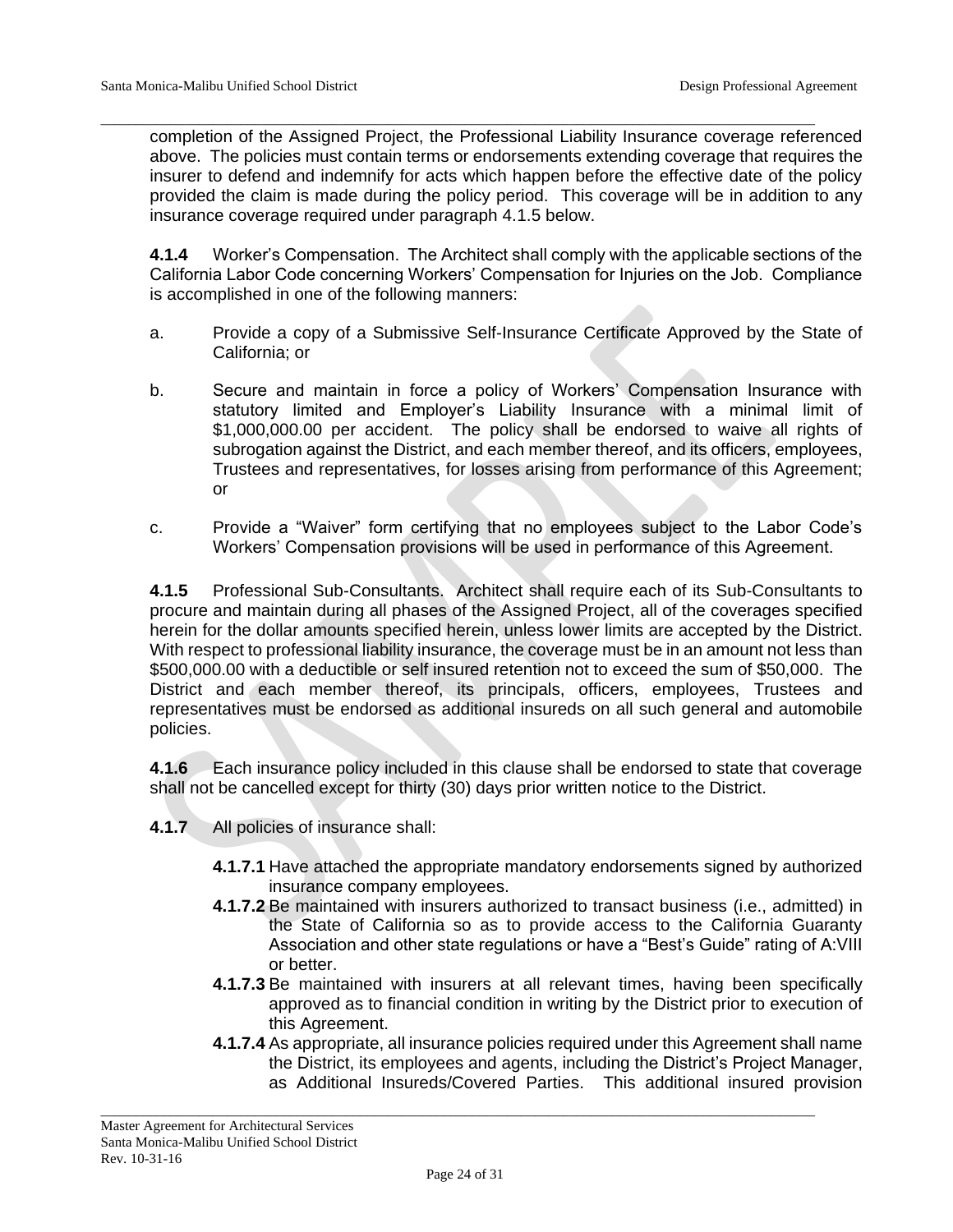completion of the Assigned Project, the Professional Liability Insurance coverage referenced above. The policies must contain terms or endorsements extending coverage that requires the insurer to defend and indemnify for acts which happen before the effective date of the policy provided the claim is made during the policy period. This coverage will be in addition to any insurance coverage required under paragraph 4.1.5 below.

**4.1.4** Worker's Compensation. The Architect shall comply with the applicable sections of the California Labor Code concerning Workers' Compensation for Injuries on the Job. Compliance is accomplished in one of the following manners:

a. Provide a copy of a Submissive Self-Insurance Certificate Approved by the State of California; or

b. Secure and maintain in force a policy of Workers' Compensation Insurance with statutory limited and Employer's Liability Insurance with a minimal limit of $1,000,000.00 per accident. The policy shall be endorsed to waive all rights of subrogation against the District, and each member thereof, and its officers, employees, Trustees and representatives, for losses arising from performance of this Agreement; or

c. Provide a "Waiver" form certifying that no employees subject to the Labor Code's Workers' Compensation provisions will be used in performance of this Agreement.

**4.1.5** Professional Sub-Consultants. Architect shall require each of its Sub-Consultants to procure and maintain during all phases of the Assigned Project, all of the coverages specified herein for the dollar amounts specified herein, unless lower limits are accepted by the District. With respect to professional liability insurance, the coverage must be in an amount not less than $500,000.00 with a deductible or self insured retention not to exceed the sum of $50,000. The District and each member thereof, its principals, officers, employees, Trustees and representatives must be endorsed as additional insureds on all such general and automobile policies.

**4.1.6** Each insurance policy included in this clause shall be endorsed to state that coverage shall not be cancelled except for thirty (30) days prior written notice to the District.

**4.1.7** All policies of insurance shall:

**4.1.7.1** Have attached the appropriate mandatory endorsements signed by authorized insurance company employees.

**4.1.7.2** Be maintained with insurers authorized to transact business (i.e., admitted) in the State of California so as to provide access to the California Guaranty Association and other state regulations or have a "Best's Guide" rating of A:VIII or better.

**4.1.7.3** Be maintained with insurers at all relevant times, having been specifically approved as to financial condition in writing by the District prior to execution of this Agreement.

**4.1.7.4** As appropriate, all insurance policies required under this Agreement shall name the District, its employees and agents, including the District's Project Manager, as Additional Insureds/Covered Parties. This additional insured provision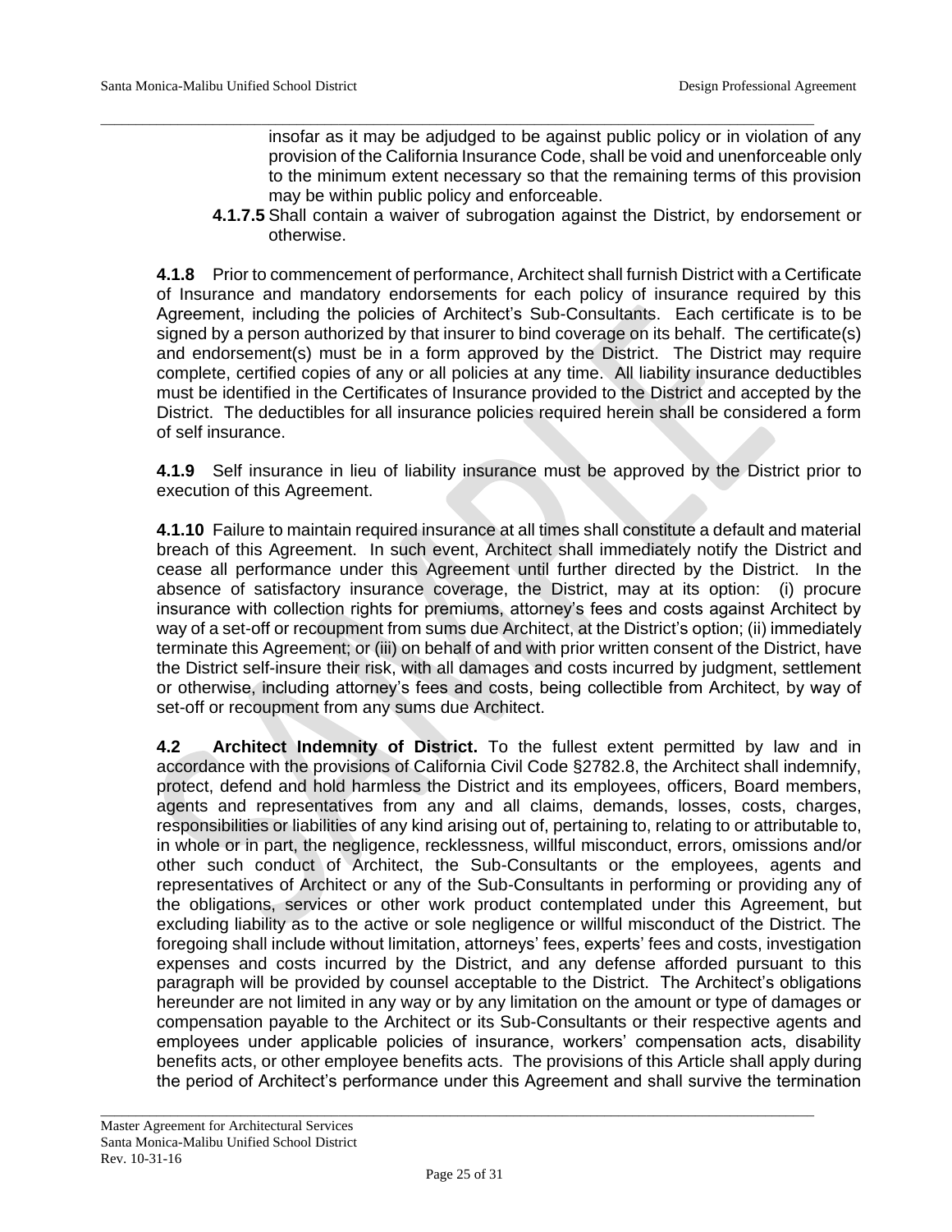insofar as it may be adjudged to be against public policy or in violation of any provision of the California Insurance Code, shall be void and unenforceable only to the minimum extent necessary so that the remaining terms of this provision may be within public policy and enforceable.

**4.1.7.5** Shall contain a waiver of subrogation against the District, by endorsement or otherwise.

**4.1.8** Prior to commencement of performance, Architect shall furnish District with a Certificate of Insurance and mandatory endorsements for each policy of insurance required by this Agreement, including the policies of Architect's Sub-Consultants. Each certificate is to be signed by a person authorized by that insurer to bind coverage on its behalf. The certificate(s) and endorsement(s) must be in a form approved by the District. The District may require complete, certified copies of any or all policies at any time. All liability insurance deductibles must be identified in the Certificates of Insurance provided to the District and accepted by the District. The deductibles for all insurance policies required herein shall be considered a form of self insurance.

**4.1.9** Self insurance in lieu of liability insurance must be approved by the District prior to execution of this Agreement.

**4.1.10** Failure to maintain required insurance at all times shall constitute a default and material breach of this Agreement. In such event, Architect shall immediately notify the District and cease all performance under this Agreement until further directed by the District. In the absence of satisfactory insurance coverage, the District, may at its option: (i) procure insurance with collection rights for premiums, attorney's fees and costs against Architect by way of a set-off or recoupment from sums due Architect, at the District's option; (ii) immediately terminate this Agreement; or (iii) on behalf of and with prior written consent of the District, have the District self-insure their risk, with all damages and costs incurred by judgment, settlement or otherwise, including attorney's fees and costs, being collectible from Architect, by way of set-off or recoupment from any sums due Architect.

**4.2 Architect Indemnity of District.** To the fullest extent permitted by law and in accordance with the provisions of California Civil Code §2782.8, the Architect shall indemnify, protect, defend and hold harmless the District and its employees, officers, Board members, agents and representatives from any and all claims, demands, losses, costs, charges, responsibilities or liabilities of any kind arising out of, pertaining to, relating to or attributable to, in whole or in part, the negligence, recklessness, willful misconduct, errors, omissions and/or other such conduct of Architect, the Sub-Consultants or the employees, agents and representatives of Architect or any of the Sub-Consultants in performing or providing any of the obligations, services or other work product contemplated under this Agreement, but excluding liability as to the active or sole negligence or willful misconduct of the District. The foregoing shall include without limitation, attorneys' fees, experts' fees and costs, investigation expenses and costs incurred by the District, and any defense afforded pursuant to this paragraph will be provided by counsel acceptable to the District. The Architect's obligations hereunder are not limited in any way or by any limitation on the amount or type of damages or compensation payable to the Architect or its Sub-Consultants or their respective agents and employees under applicable policies of insurance, workers' compensation acts, disability benefits acts, or other employee benefits acts. The provisions of this Article shall apply during the period of Architect's performance under this Agreement and shall survive the termination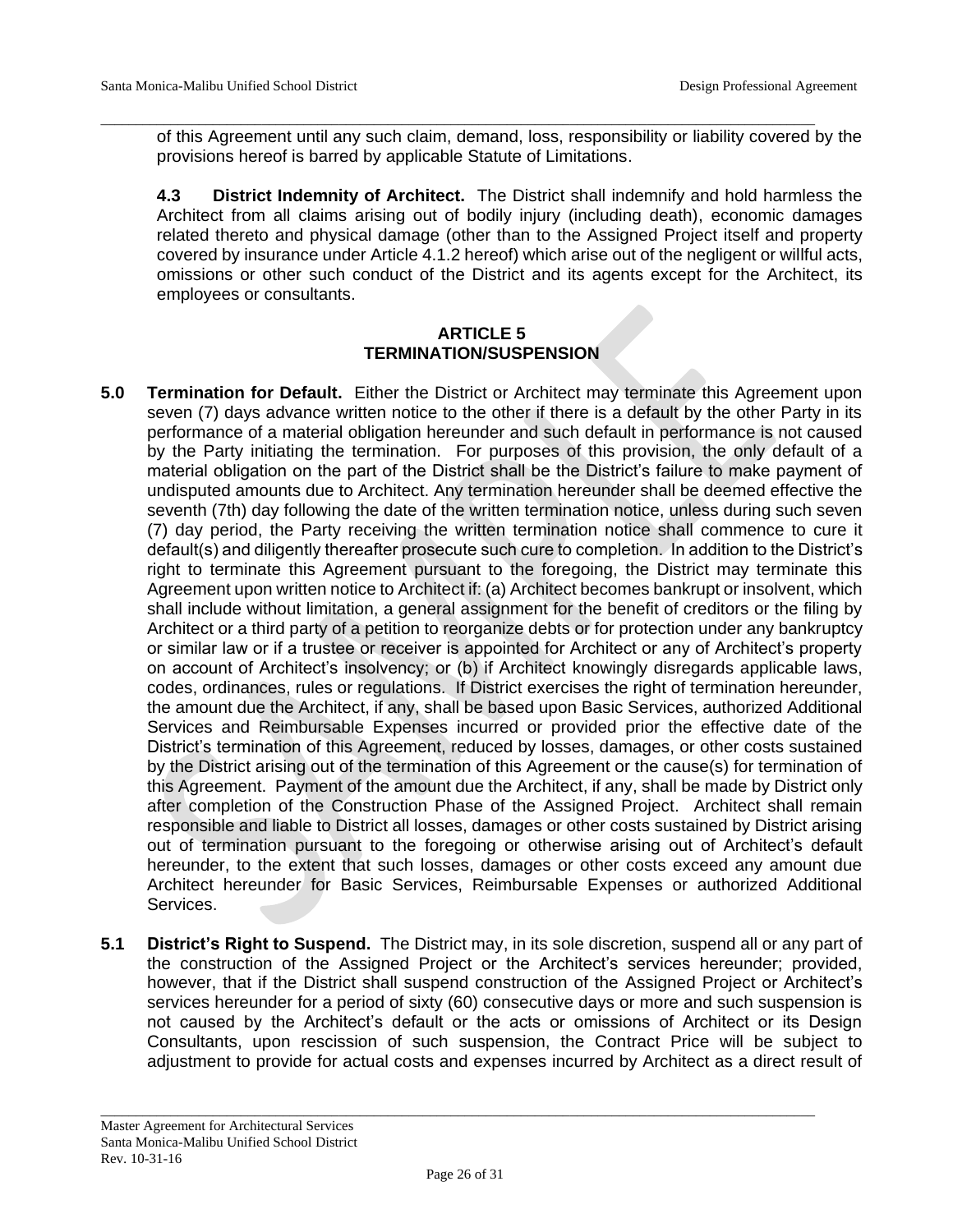of this Agreement until any such claim, demand, loss, responsibility or liability covered by the provisions hereof is barred by applicable Statute of Limitations.

**4.3 District Indemnity of Architect.** The District shall indemnify and hold harmless the Architect from all claims arising out of bodily injury (including death), economic damages related thereto and physical damage (other than to the Assigned Project itself and property covered by insurance under Article 4.1.2 hereof) which arise out of the negligent or willful acts, omissions or other such conduct of the District and its agents except for the Architect, its employees or consultants.

## ARTICLE 5
## TERMINATION/SUSPENSION

**5.0 Termination for Default.** Either the District or Architect may terminate this Agreement upon seven (7) days advance written notice to the other if there is a default by the other Party in its performance of a material obligation hereunder and such default in performance is not caused by the Party initiating the termination. For purposes of this provision, the only default of a material obligation on the part of the District shall be the District's failure to make payment of undisputed amounts due to Architect. Any termination hereunder shall be deemed effective the seventh (7th) day following the date of the written termination notice, unless during such seven (7) day period, the Party receiving the written termination notice shall commence to cure it default(s) and diligently thereafter prosecute such cure to completion. In addition to the District's right to terminate this Agreement pursuant to the foregoing, the District may terminate this Agreement upon written notice to Architect if: (a) Architect becomes bankrupt or insolvent, which shall include without limitation, a general assignment for the benefit of creditors or the filing by Architect or a third party of a petition to reorganize debts or for protection under any bankruptcy or similar law or if a trustee or receiver is appointed for Architect or any of Architect's property on account of Architect's insolvency; or (b) if Architect knowingly disregards applicable laws, codes, ordinances, rules or regulations. If District exercises the right of termination hereunder, the amount due the Architect, if any, shall be based upon Basic Services, authorized Additional Services and Reimbursable Expenses incurred or provided prior the effective date of the District's termination of this Agreement, reduced by losses, damages, or other costs sustained by the District arising out of the termination of this Agreement or the cause(s) for termination of this Agreement. Payment of the amount due the Architect, if any, shall be made by District only after completion of the Construction Phase of the Assigned Project. Architect shall remain responsible and liable to District all losses, damages or other costs sustained by District arising out of termination pursuant to the foregoing or otherwise arising out of Architect's default hereunder, to the extent that such losses, damages or other costs exceed any amount due Architect hereunder for Basic Services, Reimbursable Expenses or authorized Additional Services.

**5.1 District's Right to Suspend.** The District may, in its sole discretion, suspend all or any part of the construction of the Assigned Project or the Architect's services hereunder; provided, however, that if the District shall suspend construction of the Assigned Project or Architect's services hereunder for a period of sixty (60) consecutive days or more and such suspension is not caused by the Architect's default or the acts or omissions of Architect or its Design Consultants, upon rescission of such suspension, the Contract Price will be subject to adjustment to provide for actual costs and expenses incurred by Architect as a direct result of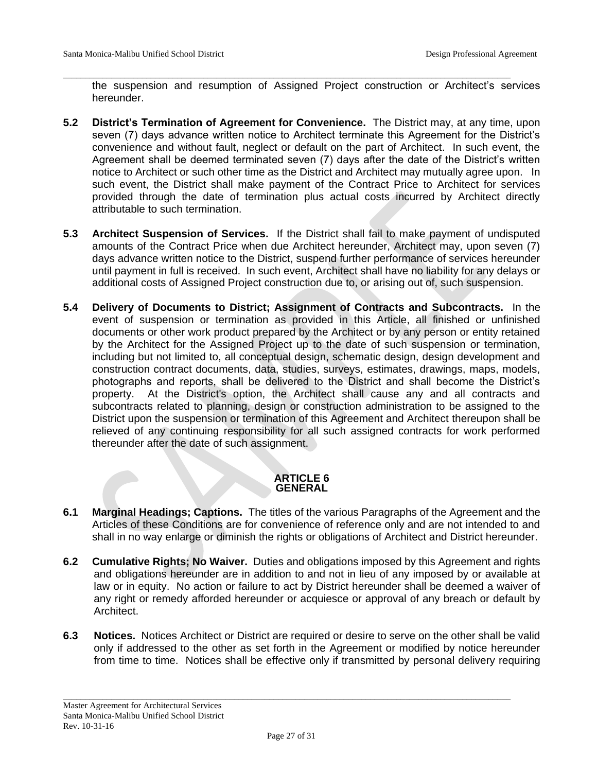the suspension and resumption of Assigned Project construction or Architect's services hereunder.

**5.2 District's Termination of Agreement for Convenience.** The District may, at any time, upon seven (7) days advance written notice to Architect terminate this Agreement for the District's convenience and without fault, neglect or default on the part of Architect. In such event, the Agreement shall be deemed terminated seven (7) days after the date of the District's written notice to Architect or such other time as the District and Architect may mutually agree upon. In such event, the District shall make payment of the Contract Price to Architect for services provided through the date of termination plus actual costs incurred by Architect directly attributable to such termination.

**5.3 Architect Suspension of Services.** If the District shall fail to make payment of undisputed amounts of the Contract Price when due Architect hereunder, Architect may, upon seven (7) days advance written notice to the District, suspend further performance of services hereunder until payment in full is received. In such event, Architect shall have no liability for any delays or additional costs of Assigned Project construction due to, or arising out of, such suspension.

**5.4 Delivery of Documents to District; Assignment of Contracts and Subcontracts.** In the event of suspension or termination as provided in this Article, all finished or unfinished documents or other work product prepared by the Architect or by any person or entity retained by the Architect for the Assigned Project up to the date of such suspension or termination, including but not limited to, all conceptual design, schematic design, design development and construction contract documents, data, studies, surveys, estimates, drawings, maps, models, photographs and reports, shall be delivered to the District and shall become the District's property. At the District's option, the Architect shall cause any and all contracts and subcontracts related to planning, design or construction administration to be assigned to the District upon the suspension or termination of this Agreement and Architect thereupon shall be relieved of any continuing responsibility for all such assigned contracts for work performed thereunder after the date of such assignment.

## ARTICLE 6
## GENERAL

**6.1 Marginal Headings; Captions.** The titles of the various Paragraphs of the Agreement and the Articles of these Conditions are for convenience of reference only and are not intended to and shall in no way enlarge or diminish the rights or obligations of Architect and District hereunder.

**6.2 Cumulative Rights; No Waiver.** Duties and obligations imposed by this Agreement and rights and obligations hereunder are in addition to and not in lieu of any imposed by or available at law or in equity. No action or failure to act by District hereunder shall be deemed a waiver of any right or remedy afforded hereunder or acquiesce or approval of any breach or default by Architect.

**6.3 Notices.** Notices Architect or District are required or desire to serve on the other shall be valid only if addressed to the other as set forth in the Agreement or modified by notice hereunder from time to time. Notices shall be effective only if transmitted by personal delivery requiring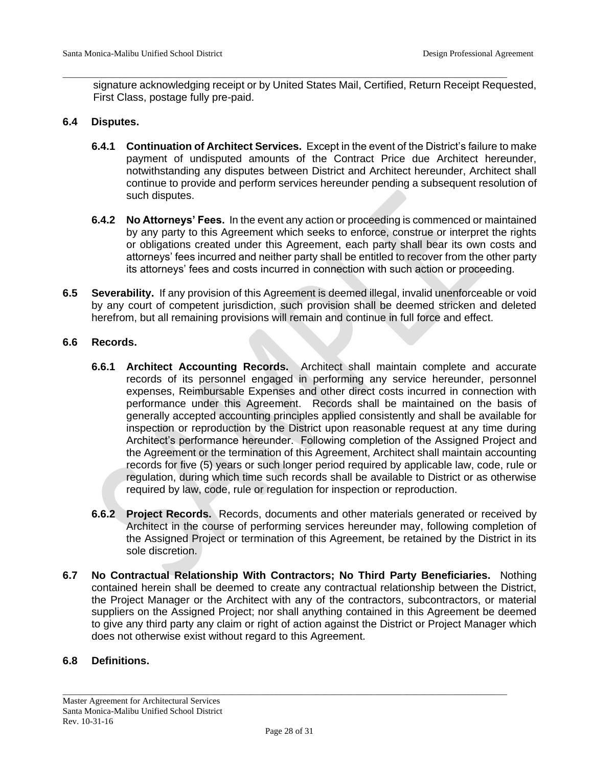signature acknowledging receipt or by United States Mail, Certified, Return Receipt Requested, First Class, postage fully pre-paid.

**6.4 Disputes.**

**6.4.1 Continuation of Architect Services.** Except in the event of the District's failure to make payment of undisputed amounts of the Contract Price due Architect hereunder, notwithstanding any disputes between District and Architect hereunder, Architect shall continue to provide and perform services hereunder pending a subsequent resolution of such disputes.

**6.4.2 No Attorneys' Fees.** In the event any action or proceeding is commenced or maintained by any party to this Agreement which seeks to enforce, construe or interpret the rights or obligations created under this Agreement, each party shall bear its own costs and attorneys' fees incurred and neither party shall be entitled to recover from the other party its attorneys' fees and costs incurred in connection with such action or proceeding.

**6.5 Severability.** If any provision of this Agreement is deemed illegal, invalid unenforceable or void by any court of competent jurisdiction, such provision shall be deemed stricken and deleted herefrom, but all remaining provisions will remain and continue in full force and effect.

**6.6 Records.**

**6.6.1 Architect Accounting Records.** Architect shall maintain complete and accurate records of its personnel engaged in performing any service hereunder, personnel expenses, Reimbursable Expenses and other direct costs incurred in connection with performance under this Agreement. Records shall be maintained on the basis of generally accepted accounting principles applied consistently and shall be available for inspection or reproduction by the District upon reasonable request at any time during Architect's performance hereunder. Following completion of the Assigned Project and the Agreement or the termination of this Agreement, Architect shall maintain accounting records for five (5) years or such longer period required by applicable law, code, rule or regulation, during which time such records shall be available to District or as otherwise required by law, code, rule or regulation for inspection or reproduction.

**6.6.2 Project Records.** Records, documents and other materials generated or received by Architect in the course of performing services hereunder may, following completion of the Assigned Project or termination of this Agreement, be retained by the District in its sole discretion.

**6.7 No Contractual Relationship With Contractors; No Third Party Beneficiaries.** Nothing contained herein shall be deemed to create any contractual relationship between the District, the Project Manager or the Architect with any of the contractors, subcontractors, or material suppliers on the Assigned Project; nor shall anything contained in this Agreement be deemed to give any third party any claim or right of action against the District or Project Manager which does not otherwise exist without regard to this Agreement.

**6.8 Definitions.**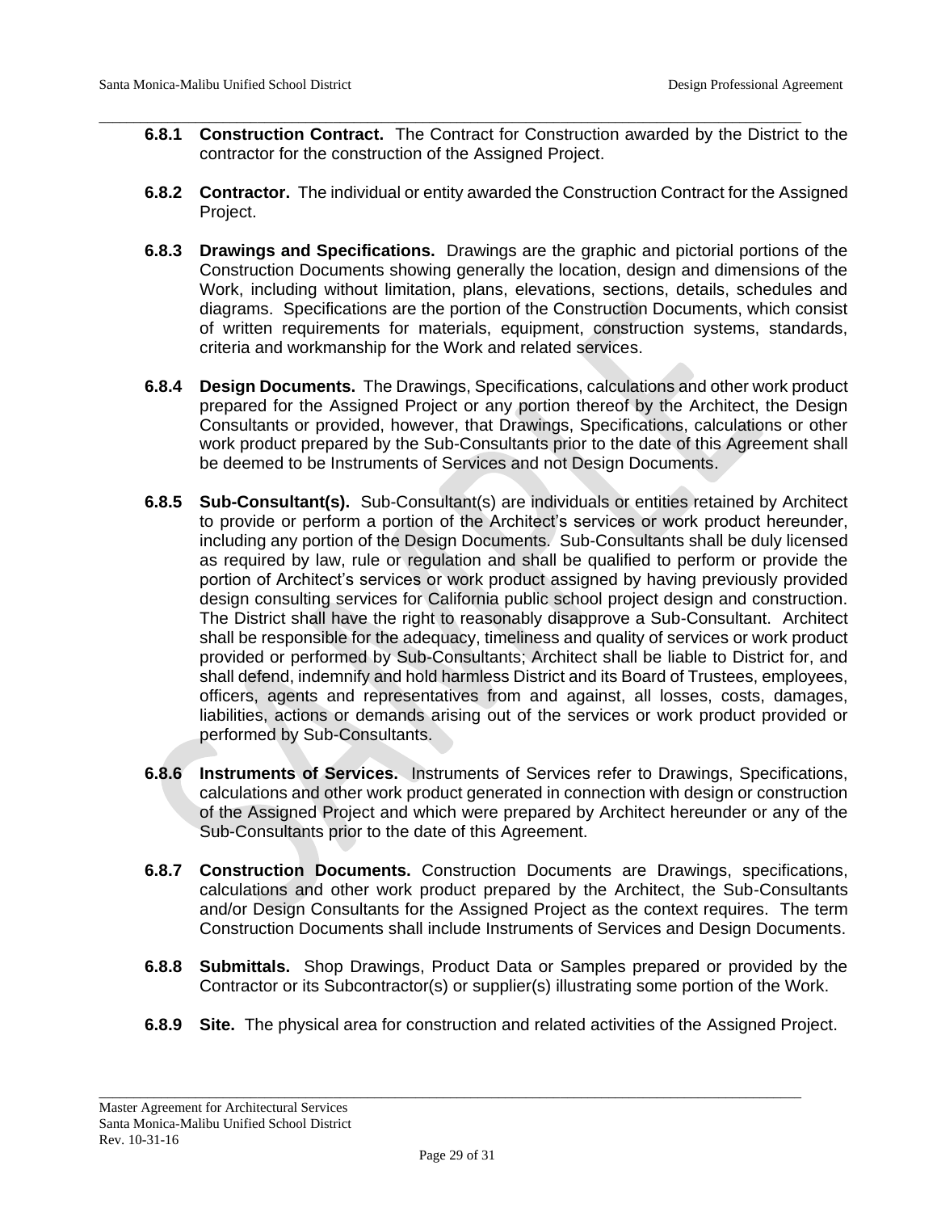**6.8.1 Construction Contract.** The Contract for Construction awarded by the District to the contractor for the construction of the Assigned Project.

**6.8.2 Contractor.** The individual or entity awarded the Construction Contract for the Assigned Project.

**6.8.3 Drawings and Specifications.** Drawings are the graphic and pictorial portions of the Construction Documents showing generally the location, design and dimensions of the Work, including without limitation, plans, elevations, sections, details, schedules and diagrams. Specifications are the portion of the Construction Documents, which consist of written requirements for materials, equipment, construction systems, standards, criteria and workmanship for the Work and related services.

**6.8.4 Design Documents.** The Drawings, Specifications, calculations and other work product prepared for the Assigned Project or any portion thereof by the Architect, the Design Consultants or provided, however, that Drawings, Specifications, calculations or other work product prepared by the Sub-Consultants prior to the date of this Agreement shall be deemed to be Instruments of Services and not Design Documents.

**6.8.5 Sub-Consultant(s).** Sub-Consultant(s) are individuals or entities retained by Architect to provide or perform a portion of the Architect's services or work product hereunder, including any portion of the Design Documents. Sub-Consultants shall be duly licensed as required by law, rule or regulation and shall be qualified to perform or provide the portion of Architect's services or work product assigned by having previously provided design consulting services for California public school project design and construction. The District shall have the right to reasonably disapprove a Sub-Consultant. Architect shall be responsible for the adequacy, timeliness and quality of services or work product provided or performed by Sub-Consultants; Architect shall be liable to District for, and shall defend, indemnify and hold harmless District and its Board of Trustees, employees, officers, agents and representatives from and against, all losses, costs, damages, liabilities, actions or demands arising out of the services or work product provided or performed by Sub-Consultants.

**6.8.6 Instruments of Services.** Instruments of Services refer to Drawings, Specifications, calculations and other work product generated in connection with design or construction of the Assigned Project and which were prepared by Architect hereunder or any of the Sub-Consultants prior to the date of this Agreement.

**6.8.7 Construction Documents.** Construction Documents are Drawings, specifications, calculations and other work product prepared by the Architect, the Sub-Consultants and/or Design Consultants for the Assigned Project as the context requires. The term Construction Documents shall include Instruments of Services and Design Documents.

**6.8.8 Submittals.** Shop Drawings, Product Data or Samples prepared or provided by the Contractor or its Subcontractor(s) or supplier(s) illustrating some portion of the Work.

**6.8.9 Site.** The physical area for construction and related activities of the Assigned Project.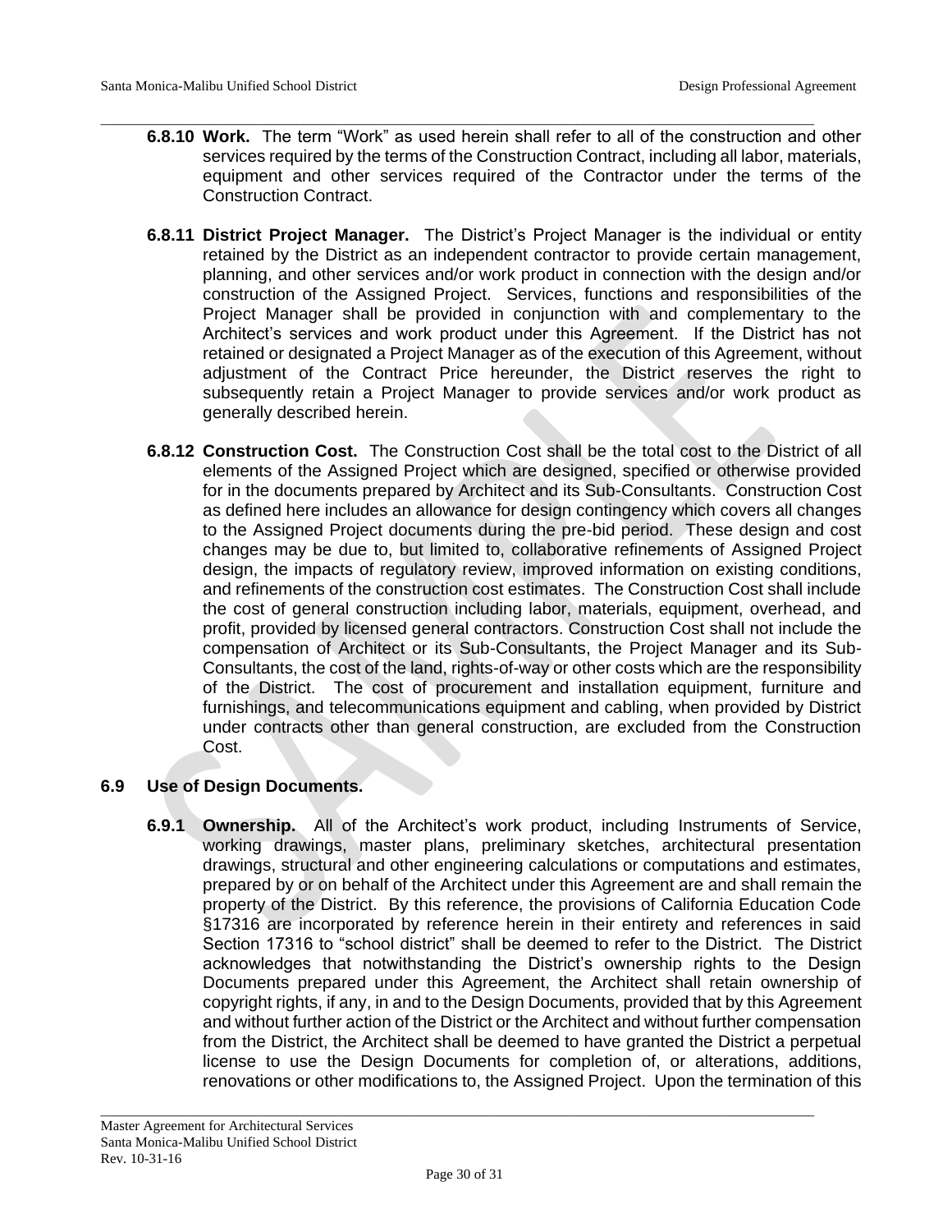**6.8.10 Work.** The term "Work" as used herein shall refer to all of the construction and other services required by the terms of the Construction Contract, including all labor, materials, equipment and other services required of the Contractor under the terms of the Construction Contract.

**6.8.11 District Project Manager.** The District's Project Manager is the individual or entity retained by the District as an independent contractor to provide certain management, planning, and other services and/or work product in connection with the design and/or construction of the Assigned Project. Services, functions and responsibilities of the Project Manager shall be provided in conjunction with and complementary to the Architect's services and work product under this Agreement. If the District has not retained or designated a Project Manager as of the execution of this Agreement, without adjustment of the Contract Price hereunder, the District reserves the right to subsequently retain a Project Manager to provide services and/or work product as generally described herein.

**6.8.12 Construction Cost.** The Construction Cost shall be the total cost to the District of all elements of the Assigned Project which are designed, specified or otherwise provided for in the documents prepared by Architect and its Sub-Consultants. Construction Cost as defined here includes an allowance for design contingency which covers all changes to the Assigned Project documents during the pre-bid period. These design and cost changes may be due to, but limited to, collaborative refinements of Assigned Project design, the impacts of regulatory review, improved information on existing conditions, and refinements of the construction cost estimates. The Construction Cost shall include the cost of general construction including labor, materials, equipment, overhead, and profit, provided by licensed general contractors. Construction Cost shall not include the compensation of Architect or its Sub-Consultants, the Project Manager and its Sub-Consultants, the cost of the land, rights-of-way or other costs which are the responsibility of the District. The cost of procurement and installation equipment, furniture and furnishings, and telecommunications equipment and cabling, when provided by District under contracts other than general construction, are excluded from the Construction Cost.

**6.9 Use of Design Documents.**

**6.9.1 Ownership.** All of the Architect's work product, including Instruments of Service, working drawings, master plans, preliminary sketches, architectural presentation drawings, structural and other engineering calculations or computations and estimates, prepared by or on behalf of the Architect under this Agreement are and shall remain the property of the District. By this reference, the provisions of California Education Code §17316 are incorporated by reference herein in their entirety and references in said Section 17316 to "school district" shall be deemed to refer to the District. The District acknowledges that notwithstanding the District's ownership rights to the Design Documents prepared under this Agreement, the Architect shall retain ownership of copyright rights, if any, in and to the Design Documents, provided that by this Agreement and without further action of the District or the Architect and without further compensation from the District, the Architect shall be deemed to have granted the District a perpetual license to use the Design Documents for completion of, or alterations, additions, renovations or other modifications to, the Assigned Project. Upon the termination of this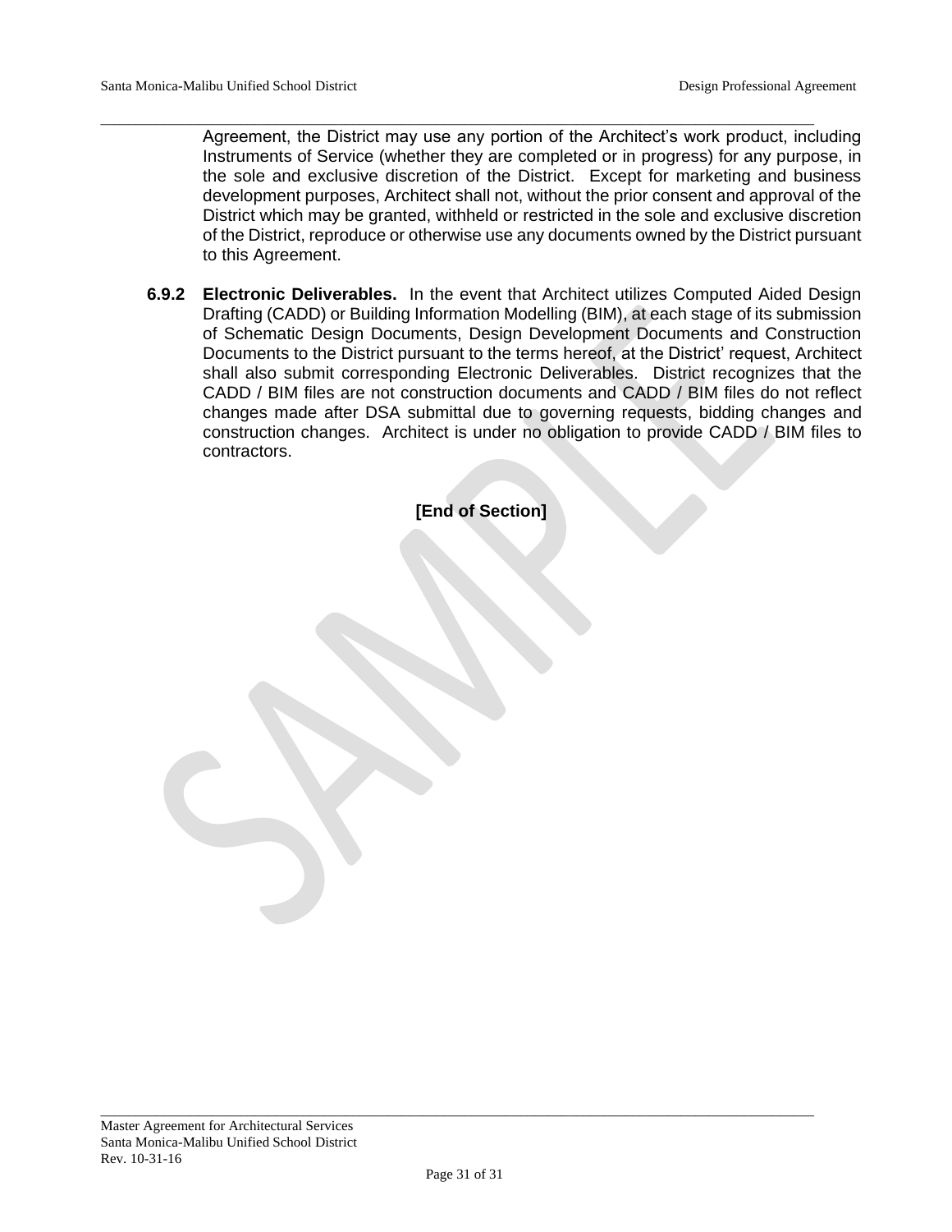Agreement, the District may use any portion of the Architect's work product, including Instruments of Service (whether they are completed or in progress) for any purpose, in the sole and exclusive discretion of the District. Except for marketing and business development purposes, Architect shall not, without the prior consent and approval of the District which may be granted, withheld or restricted in the sole and exclusive discretion of the District, reproduce or otherwise use any documents owned by the District pursuant to this Agreement.

**6.9.2 Electronic Deliverables.** In the event that Architect utilizes Computed Aided Design Drafting (CADD) or Building Information Modelling (BIM), at each stage of its submission of Schematic Design Documents, Design Development Documents and Construction Documents to the District pursuant to the terms hereof, at the District' request, Architect shall also submit corresponding Electronic Deliverables. District recognizes that the CADD / BIM files are not construction documents and CADD / BIM files do not reflect changes made after DSA submittal due to governing requests, bidding changes and construction changes. Architect is under no obligation to provide CADD / BIM files to contractors.

**[End of Section]**